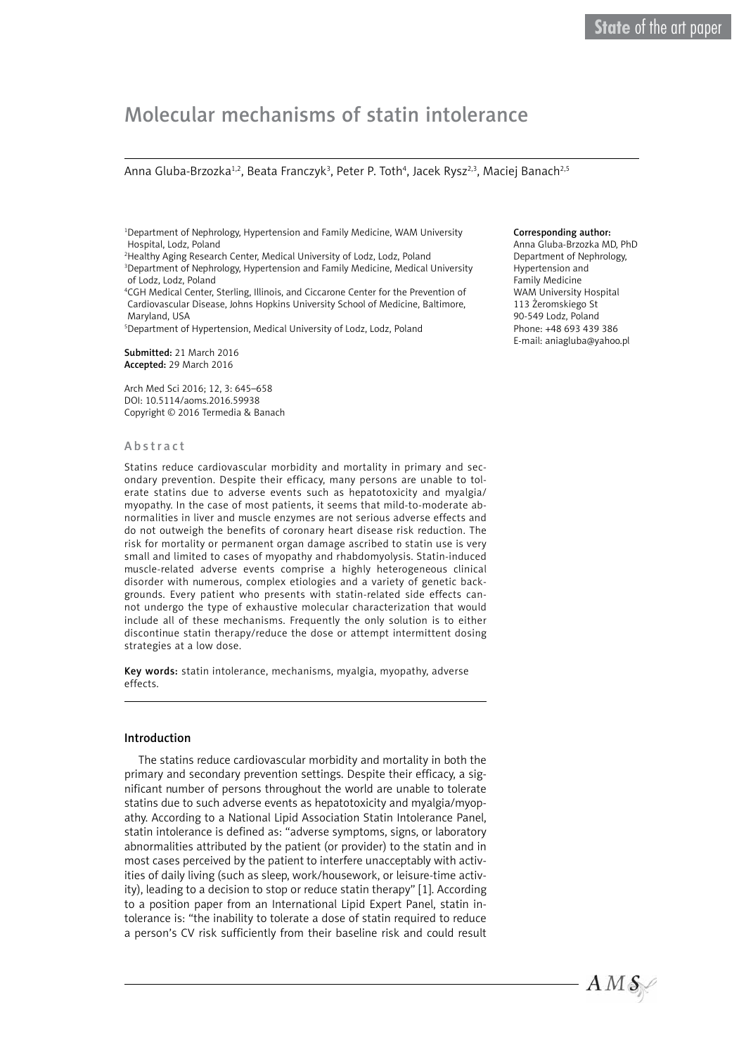State of the art paper

# Molecular mechanisms of statin intolerance

Anna Gluba-Brzozka[1,2], Beata Franczyk[3], Peter P. Toth[4], Jacek Rysz[2,3], Maciej Banach[2,5]

[1]Department of Nephrology, Hypertension and Family Medicine, WAM University Hospital, Lodz, Poland
[2]Healthy Aging Research Center, Medical University of Lodz, Lodz, Poland
[3]Department of Nephrology, Hypertension and Family Medicine, Medical University of Lodz, Lodz, Poland
[4]CGH Medical Center, Sterling, Illinois, and Ciccarone Center for the Prevention of Cardiovascular Disease, Johns Hopkins University School of Medicine, Baltimore, Maryland, USA
[5]Department of Hypertension, Medical University of Lodz, Lodz, Poland

**Submitted:** 21 March 2016
**Accepted:** 29 March 2016

Arch Med Sci 2016; 12, 3: 645–658
DOI: 10.5114/aoms.2016.59938
Copyright © 2016 Termedia & Banach

**Corresponding author:**
Anna Gluba-Brzozka MD, PhD
Department of Nephrology, Hypertension and Family Medicine
WAM University Hospital
113 Żeromskiego St
90-549 Lodz, Poland
Phone: +48 693 439 386
E-mail: aniagluba@yahoo.pl

## Abstract

Statins reduce cardiovascular morbidity and mortality in primary and secondary prevention. Despite their efficacy, many persons are unable to tolerate statins due to adverse events such as hepatotoxicity and myalgia/myopathy. In the case of most patients, it seems that mild-to-moderate abnormalities in liver and muscle enzymes are not serious adverse effects and do not outweigh the benefits of coronary heart disease risk reduction. The risk for mortality or permanent organ damage ascribed to statin use is very small and limited to cases of myopathy and rhabdomyolysis. Statin-induced muscle-related adverse events comprise a highly heterogeneous clinical disorder with numerous, complex etiologies and a variety of genetic backgrounds. Every patient who presents with statin-related side effects cannot undergo the type of exhaustive molecular characterization that would include all of these mechanisms. Frequently the only solution is to either discontinue statin therapy/reduce the dose or attempt intermittent dosing strategies at a low dose.

**Key words:** statin intolerance, mechanisms, myalgia, myopathy, adverse effects.

## Introduction

The statins reduce cardiovascular morbidity and mortality in both the primary and secondary prevention settings. Despite their efficacy, a significant number of persons throughout the world are unable to tolerate statins due to such adverse events as hepatotoxicity and myalgia/myopathy. According to a National Lipid Association Statin Intolerance Panel, statin intolerance is defined as: "adverse symptoms, signs, or laboratory abnormalities attributed by the patient (or provider) to the statin and in most cases perceived by the patient to interfere unacceptably with activities of daily living (such as sleep, work/housework, or leisure-time activity), leading to a decision to stop or reduce statin therapy" [1]. According to a position paper from an International Lipid Expert Panel, statin intolerance is: "the inability to tolerate a dose of statin required to reduce a person's CV risk sufficiently from their baseline risk and could result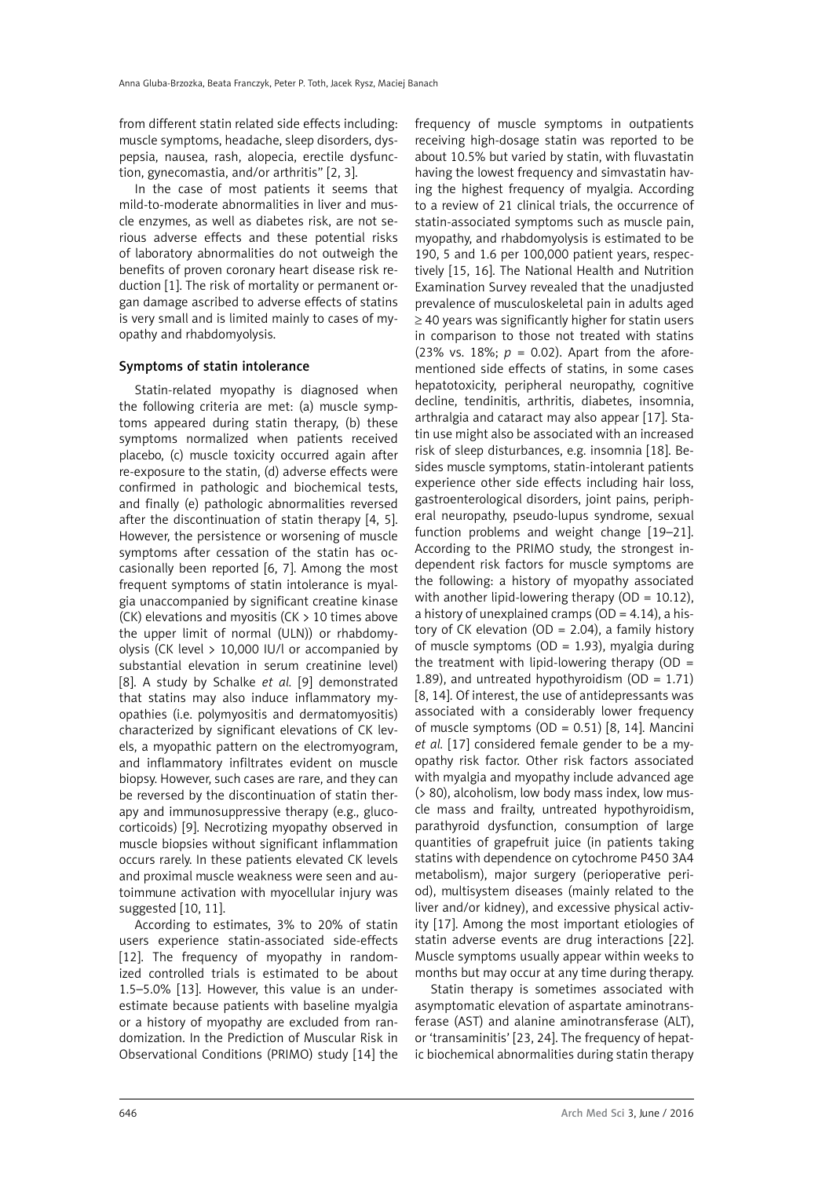from different statin related side effects including: muscle symptoms, headache, sleep disorders, dyspepsia, nausea, rash, alopecia, erectile dysfunction, gynecomastia, and/or arthritis" [2, 3].

In the case of most patients it seems that mild-to-moderate abnormalities in liver and muscle enzymes, as well as diabetes risk, are not serious adverse effects and these potential risks of laboratory abnormalities do not outweigh the benefits of proven coronary heart disease risk reduction [1]. The risk of mortality or permanent organ damage ascribed to adverse effects of statins is very small and is limited mainly to cases of myopathy and rhabdomyolysis.

## Symptoms of statin intolerance

Statin-related myopathy is diagnosed when the following criteria are met: (a) muscle symptoms appeared during statin therapy, (b) these symptoms normalized when patients received placebo, (c) muscle toxicity occurred again after re-exposure to the statin, (d) adverse effects were confirmed in pathologic and biochemical tests, and finally (e) pathologic abnormalities reversed after the discontinuation of statin therapy [4, 5]. However, the persistence or worsening of muscle symptoms after cessation of the statin has occasionally been reported [6, 7]. Among the most frequent symptoms of statin intolerance is myalgia unaccompanied by significant creatine kinase (CK) elevations and myositis (CK > 10 times above the upper limit of normal (ULN)) or rhabdomyolysis (CK level > 10,000 IU/l or accompanied by substantial elevation in serum creatinine level) [8]. A study by Schalke *et al.* [9] demonstrated that statins may also induce inflammatory myopathies (i.e. polymyositis and dermatomyositis) characterized by significant elevations of CK levels, a myopathic pattern on the electromyogram, and inflammatory infiltrates evident on muscle biopsy. However, such cases are rare, and they can be reversed by the discontinuation of statin therapy and immunosuppressive therapy (e.g., glucocorticoids) [9]. Necrotizing myopathy observed in muscle biopsies without significant inflammation occurs rarely. In these patients elevated CK levels and proximal muscle weakness were seen and autoimmune activation with myocellular injury was suggested [10, 11].

According to estimates, 3% to 20% of statin users experience statin-associated side-effects [12]. The frequency of myopathy in randomized controlled trials is estimated to be about 1.5–5.0% [13]. However, this value is an underestimate because patients with baseline myalgia or a history of myopathy are excluded from randomization. In the Prediction of Muscular Risk in Observational Conditions (PRIMO) study [14] the frequency of muscle symptoms in outpatients receiving high-dosage statin was reported to be about 10.5% but varied by statin, with fluvastatin having the lowest frequency and simvastatin having the highest frequency of myalgia. According to a review of 21 clinical trials, the occurrence of statin-associated symptoms such as muscle pain, myopathy, and rhabdomyolysis is estimated to be 190, 5 and 1.6 per 100,000 patient years, respectively [15, 16]. The National Health and Nutrition Examination Survey revealed that the unadjusted prevalence of musculoskeletal pain in adults aged ≥ 40 years was significantly higher for statin users in comparison to those not treated with statins (23% vs. 18%; $p = 0.02$). Apart from the aforementioned side effects of statins, in some cases hepatotoxicity, peripheral neuropathy, cognitive decline, tendinitis, arthritis, diabetes, insomnia, arthralgia and cataract may also appear [17]. Statin use might also be associated with an increased risk of sleep disturbances, e.g. insomnia [18]. Besides muscle symptoms, statin-intolerant patients experience other side effects including hair loss, gastroenterological disorders, joint pains, peripheral neuropathy, pseudo-lupus syndrome, sexual function problems and weight change [19–21]. According to the PRIMO study, the strongest independent risk factors for muscle symptoms are the following: a history of myopathy associated with another lipid-lowering therapy (OD = 10.12), a history of unexplained cramps (OD = 4.14), a history of CK elevation (OD = 2.04), a family history of muscle symptoms (OD = 1.93), myalgia during the treatment with lipid-lowering therapy (OD = 1.89), and untreated hypothyroidism (OD = 1.71) [8, 14]. Of interest, the use of antidepressants was associated with a considerably lower frequency of muscle symptoms (OD = 0.51) [8, 14]. Mancini *et al.* [17] considered female gender to be a myopathy risk factor. Other risk factors associated with myalgia and myopathy include advanced age (> 80), alcoholism, low body mass index, low muscle mass and frailty, untreated hypothyroidism, parathyroid dysfunction, consumption of large quantities of grapefruit juice (in patients taking statins with dependence on cytochrome P450 3A4 metabolism), major surgery (perioperative period), multisystem diseases (mainly related to the liver and/or kidney), and excessive physical activity [17]. Among the most important etiologies of statin adverse events are drug interactions [22]. Muscle symptoms usually appear within weeks to months but may occur at any time during therapy.

Statin therapy is sometimes associated with asymptomatic elevation of aspartate aminotransferase (AST) and alanine aminotransferase (ALT), or 'transaminitis' [23, 24]. The frequency of hepatic biochemical abnormalities during statin therapy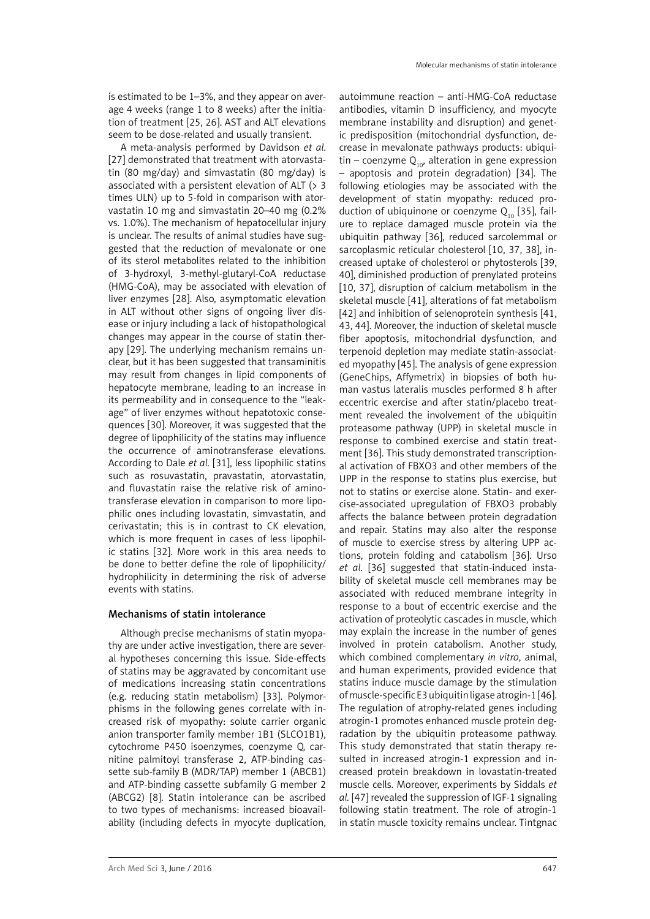is estimated to be 1–3%, and they appear on average 4 weeks (range 1 to 8 weeks) after the initiation of treatment [25, 26]. AST and ALT elevations seem to be dose-related and usually transient.

A meta-analysis performed by Davidson *et al*. [27] demonstrated that treatment with atorvastatin (80 mg/day) and simvastatin (80 mg/day) is associated with a persistent elevation of ALT (> 3 times ULN) up to 5-fold in comparison with atorvastatin 10 mg and simvastatin 20–40 mg (0.2% vs. 1.0%). The mechanism of hepatocellular injury is unclear. The results of animal studies have suggested that the reduction of mevalonate or one of its sterol metabolites related to the inhibition of 3-hydroxyl, 3-methyl-glutaryl-CoA reductase (HMG-CoA), may be associated with elevation of liver enzymes [28]. Also, asymptomatic elevation in ALT without other signs of ongoing liver disease or injury including a lack of histopathological changes may appear in the course of statin therapy [29]. The underlying mechanism remains unclear, but it has been suggested that transaminitis may result from changes in lipid components of hepatocyte membrane, leading to an increase in its permeability and in consequence to the "leakage" of liver enzymes without hepatotoxic consequences [30]. Moreover, it was suggested that the degree of lipophilicity of the statins may influence the occurrence of aminotransferase elevations. According to Dale *et al*. [31], less lipophilic statins such as rosuvastatin, pravastatin, atorvastatin, and fluvastatin raise the relative risk of aminotransferase elevation in comparison to more lipophilic ones including lovastatin, simvastatin, and cerivastatin; this is in contrast to CK elevation, which is more frequent in cases of less lipophilic statins [32]. More work in this area needs to be done to better define the role of lipophilicity/hydrophilicity in determining the risk of adverse events with statins.

## Mechanisms of statin intolerance

Although precise mechanisms of statin myopathy are under active investigation, there are several hypotheses concerning this issue. Side-effects of statins may be aggravated by concomitant use of medications increasing statin concentrations (e.g. reducing statin metabolism) [33]. Polymorphisms in the following genes correlate with increased risk of myopathy: solute carrier organic anion transporter family member 1B1 (SLCO1B1), cytochrome P450 isoenzymes, coenzyme Q, carnitine palmitoyl transferase 2, ATP-binding cassette sub-family B (MDR/TAP) member 1 (ABCB1) and ATP-binding cassette subfamily G member 2 (ABCG2) [8]. Statin intolerance can be ascribed to two types of mechanisms: increased bioavailability (including defects in myocyte duplication, autoimmune reaction – anti-HMG-CoA reductase antibodies, vitamin D insufficiency, and myocyte membrane instability and disruption) and genetic predisposition (mitochondrial dysfunction, decrease in mevalonate pathways products: ubiquitin – coenzyme $Q_{10}$, alteration in gene expression – apoptosis and protein degradation) [34]. The following etiologies may be associated with the development of statin myopathy: reduced production of ubiquinone or coenzyme $Q_{10}$ [35], failure to replace damaged muscle protein via the ubiquitin pathway [36], reduced sarcolemmal or sarcoplasmic reticular cholesterol [10, 37, 38], increased uptake of cholesterol or phytosterols [39, 40], diminished production of prenylated proteins [10, 37], disruption of calcium metabolism in the skeletal muscle [41], alterations of fat metabolism [42] and inhibition of selenoprotein synthesis [41, 43, 44]. Moreover, the induction of skeletal muscle fiber apoptosis, mitochondrial dysfunction, and terpenoid depletion may mediate statin-associated myopathy [45]. The analysis of gene expression (GeneChips, Affymetrix) in biopsies of both human vastus lateralis muscles performed 8 h after eccentric exercise and after statin/placebo treatment revealed the involvement of the ubiquitin proteasome pathway (UPP) in skeletal muscle in response to combined exercise and statin treatment [36]. This study demonstrated transcriptional activation of FBXO3 and other members of the UPP in the response to statins plus exercise, but not to statins or exercise alone. Statin- and exercise-associated upregulation of FBXO3 probably affects the balance between protein degradation and repair. Statins may also alter the response of muscle to exercise stress by altering UPP actions, protein folding and catabolism [36]. Urso *et al*. [36] suggested that statin-induced instability of skeletal muscle cell membranes may be associated with reduced membrane integrity in response to a bout of eccentric exercise and the activation of proteolytic cascades in muscle, which may explain the increase in the number of genes involved in protein catabolism. Another study, which combined complementary *in vitro*, animal, and human experiments, provided evidence that statins induce muscle damage by the stimulation of muscle-specific E3 ubiquitin ligase atrogin-1 [46]. The regulation of atrophy-related genes including atrogin-1 promotes enhanced muscle protein degradation by the ubiquitin proteasome pathway. This study demonstrated that statin therapy resulted in increased atrogin-1 expression and increased protein breakdown in lovastatin-treated muscle cells. Moreover, experiments by Siddals *et al*. [47] revealed the suppression of IGF-1 signaling following statin treatment. The role of atrogin-1 in statin muscle toxicity remains unclear. Tintgnac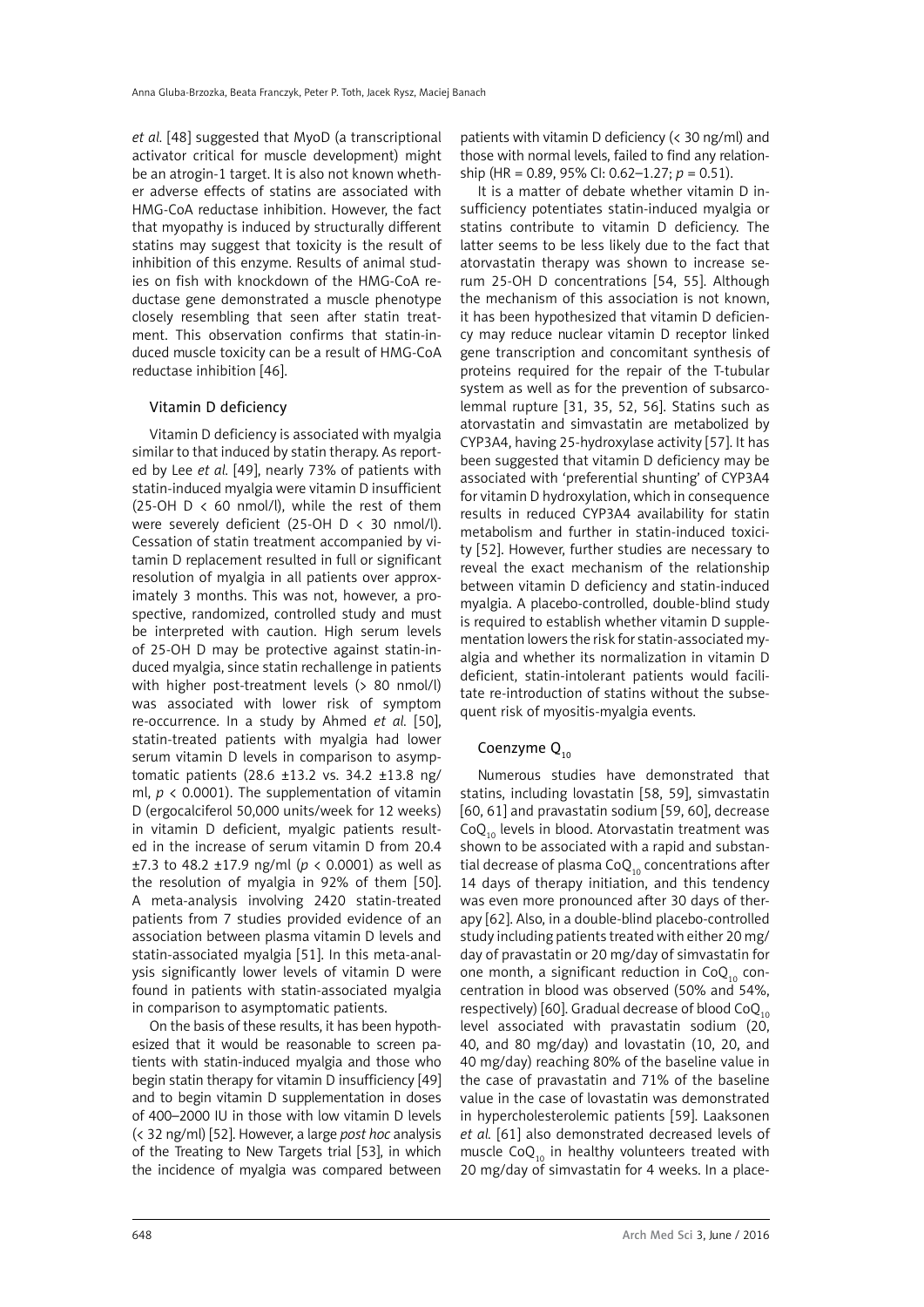*et al.* [48] suggested that MyoD (a transcriptional activator critical for muscle development) might be an atrogin-1 target. It is also not known whether adverse effects of statins are associated with HMG-CoA reductase inhibition. However, the fact that myopathy is induced by structurally different statins may suggest that toxicity is the result of inhibition of this enzyme. Results of animal studies on fish with knockdown of the HMG-CoA reductase gene demonstrated a muscle phenotype closely resembling that seen after statin treatment. This observation confirms that statin-induced muscle toxicity can be a result of HMG-CoA reductase inhibition [46].

### Vitamin D deficiency

Vitamin D deficiency is associated with myalgia similar to that induced by statin therapy. As reported by Lee *et al.* [49], nearly 73% of patients with statin-induced myalgia were vitamin D insufficient (25-OH D < 60 nmol/l), while the rest of them were severely deficient (25-OH D < 30 nmol/l). Cessation of statin treatment accompanied by vitamin D replacement resulted in full or significant resolution of myalgia in all patients over approximately 3 months. This was not, however, a prospective, randomized, controlled study and must be interpreted with caution. High serum levels of 25-OH D may be protective against statin-induced myalgia, since statin rechallenge in patients with higher post-treatment levels (> 80 nmol/l) was associated with lower risk of symptom re-occurrence. In a study by Ahmed *et al.* [50], statin-treated patients with myalgia had lower serum vitamin D levels in comparison to asymptomatic patients (28.6 ±13.2 vs. 34.2 ±13.8 ng/ml, $p < 0.0001$). The supplementation of vitamin D (ergocalciferol 50,000 units/week for 12 weeks) in vitamin D deficient, myalgic patients resulted in the increase of serum vitamin D from 20.4 ±7.3 to 48.2 ±17.9 ng/ml ($p < 0.0001$) as well as the resolution of myalgia in 92% of them [50]. A meta-analysis involving 2420 statin-treated patients from 7 studies provided evidence of an association between plasma vitamin D levels and statin-associated myalgia [51]. In this meta-analysis significantly lower levels of vitamin D were found in patients with statin-associated myalgia in comparison to asymptomatic patients.

On the basis of these results, it has been hypothesized that it would be reasonable to screen patients with statin-induced myalgia and those who begin statin therapy for vitamin D insufficiency [49] and to begin vitamin D supplementation in doses of 400–2000 IU in those with low vitamin D levels (< 32 ng/ml) [52]. However, a large *post hoc* analysis of the Treating to New Targets trial [53], in which the incidence of myalgia was compared between patients with vitamin D deficiency (< 30 ng/ml) and those with normal levels, failed to find any relationship (HR = 0.89, 95% CI: 0.62–1.27; $p = 0.51$).

It is a matter of debate whether vitamin D insufficiency potentiates statin-induced myalgia or statins contribute to vitamin D deficiency. The latter seems to be less likely due to the fact that atorvastatin therapy was shown to increase serum 25-OH D concentrations [54, 55]. Although the mechanism of this association is not known, it has been hypothesized that vitamin D deficiency may reduce nuclear vitamin D receptor linked gene transcription and concomitant synthesis of proteins required for the repair of the T-tubular system as well as for the prevention of subsarcolemmal rupture [31, 35, 52, 56]. Statins such as atorvastatin and simvastatin are metabolized by CYP3A4, having 25-hydroxylase activity [57]. It has been suggested that vitamin D deficiency may be associated with 'preferential shunting' of CYP3A4 for vitamin D hydroxylation, which in consequence results in reduced CYP3A4 availability for statin metabolism and further in statin-induced toxicity [52]. However, further studies are necessary to reveal the exact mechanism of the relationship between vitamin D deficiency and statin-induced myalgia. A placebo-controlled, double-blind study is required to establish whether vitamin D supplementation lowers the risk for statin-associated myalgia and whether its normalization in vitamin D deficient, statin-intolerant patients would facilitate re-introduction of statins without the subsequent risk of myositis-myalgia events.

### Coenzyme $Q_{10}$

Numerous studies have demonstrated that statins, including lovastatin [58, 59], simvastatin [60, 61] and pravastatin sodium [59, 60], decrease $CoQ_{10}$ levels in blood. Atorvastatin treatment was shown to be associated with a rapid and substantial decrease of plasma $CoQ_{10}$ concentrations after 14 days of therapy initiation, and this tendency was even more pronounced after 30 days of therapy [62]. Also, in a double-blind placebo-controlled study including patients treated with either 20 mg/day of pravastatin or 20 mg/day of simvastatin for one month, a significant reduction in $CoQ_{10}$ concentration in blood was observed (50% and 54%, respectively) [60]. Gradual decrease of blood $CoQ_{10}$ level associated with pravastatin sodium (20, 40, and 80 mg/day) and lovastatin (10, 20, and 40 mg/day) reaching 80% of the baseline value in the case of pravastatin and 71% of the baseline value in the case of lovastatin was demonstrated in hypercholesterolemic patients [59]. Laaksonen *et al.* [61] also demonstrated decreased levels of muscle $CoQ_{10}$ in healthy volunteers treated with 20 mg/day of simvastatin for 4 weeks. In a place-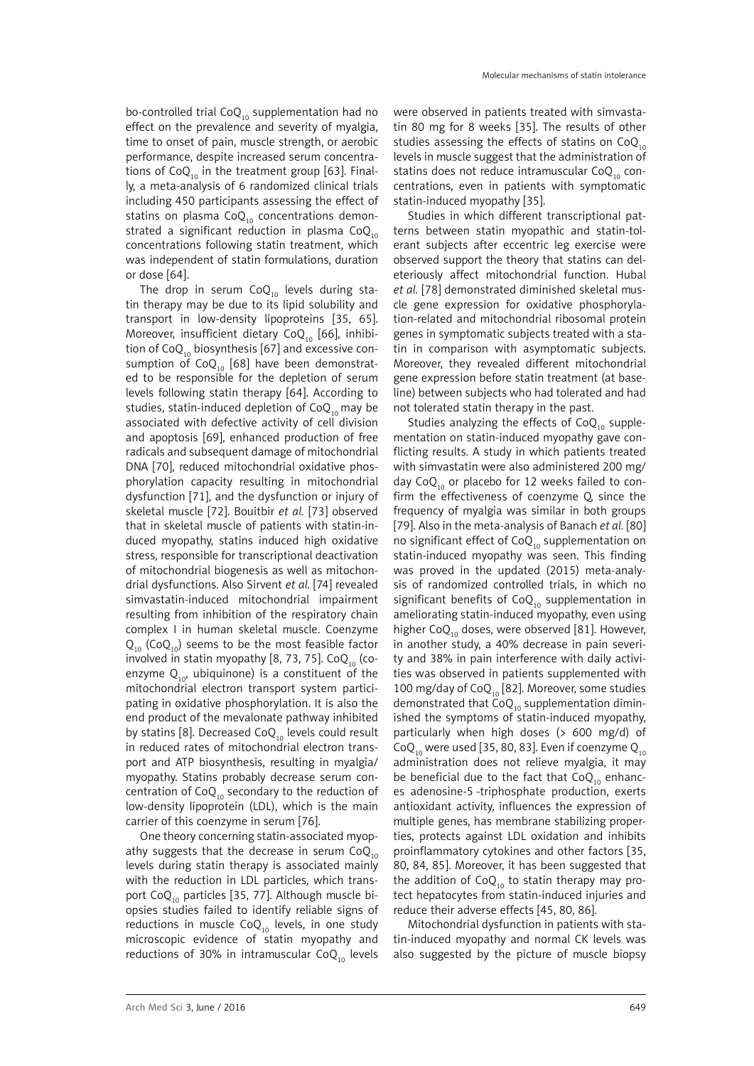bo-controlled trial $CoQ_{10}$ supplementation had no effect on the prevalence and severity of myalgia, time to onset of pain, muscle strength, or aerobic performance, despite increased serum concentrations of $CoQ_{10}$ in the treatment group [63]. Finally, a meta-analysis of 6 randomized clinical trials including 450 participants assessing the effect of statins on plasma $CoQ_{10}$ concentrations demonstrated a significant reduction in plasma $CoQ_{10}$ concentrations following statin treatment, which was independent of statin formulations, duration or dose [64].

The drop in serum $CoQ_{10}$ levels during statin therapy may be due to its lipid solubility and transport in low-density lipoproteins [35, 65]. Moreover, insufficient dietary $CoQ_{10}$ [66], inhibition of $CoQ_{10}$ biosynthesis [67] and excessive consumption of $CoQ_{10}$ [68] have been demonstrated to be responsible for the depletion of serum levels following statin therapy [64]. According to studies, statin-induced depletion of $CoQ_{10}$ may be associated with defective activity of cell division and apoptosis [69], enhanced production of free radicals and subsequent damage of mitochondrial DNA [70], reduced mitochondrial oxidative phosphorylation capacity resulting in mitochondrial dysfunction [71], and the dysfunction or injury of skeletal muscle [72]. Bouitbir *et al.* [73] observed that in skeletal muscle of patients with statin-induced myopathy, statins induced high oxidative stress, responsible for transcriptional deactivation of mitochondrial biogenesis as well as mitochondrial dysfunctions. Also Sirvent *et al.* [74] revealed simvastatin-induced mitochondrial impairment resulting from inhibition of the respiratory chain complex I in human skeletal muscle. Coenzyme $Q_{10}$ ($CoQ_{10}$) seems to be the most feasible factor involved in statin myopathy [8, 73, 75]. $CoQ_{10}$ (coenzyme $Q_{10}$, ubiquinone) is a constituent of the mitochondrial electron transport system participating in oxidative phosphorylation. It is also the end product of the mevalonate pathway inhibited by statins [8]. Decreased $CoQ_{10}$ levels could result in reduced rates of mitochondrial electron transport and ATP biosynthesis, resulting in myalgia/myopathy. Statins probably decrease serum concentration of $CoQ_{10}$ secondary to the reduction of low-density lipoprotein (LDL), which is the main carrier of this coenzyme in serum [76].

One theory concerning statin-associated myopathy suggests that the decrease in serum $CoQ_{10}$ levels during statin therapy is associated mainly with the reduction in LDL particles, which transport $CoQ_{10}$ particles [35, 77]. Although muscle biopsies studies failed to identify reliable signs of reductions in muscle $CoQ_{10}$ levels, in one study microscopic evidence of statin myopathy and reductions of 30% in intramuscular $CoQ_{10}$ levels were observed in patients treated with simvastatin 80 mg for 8 weeks [35]. The results of other studies assessing the effects of statins on $CoQ_{10}$ levels in muscle suggest that the administration of statins does not reduce intramuscular $CoQ_{10}$ concentrations, even in patients with symptomatic statin-induced myopathy [35].

Studies in which different transcriptional patterns between statin myopathic and statin-tolerant subjects after eccentric leg exercise were observed support the theory that statins can deleteriously affect mitochondrial function. Hubal *et al.* [78] demonstrated diminished skeletal muscle gene expression for oxidative phosphorylation-related and mitochondrial ribosomal protein genes in symptomatic subjects treated with a statin in comparison with asymptomatic subjects. Moreover, they revealed different mitochondrial gene expression before statin treatment (at baseline) between subjects who had tolerated and had not tolerated statin therapy in the past.

Studies analyzing the effects of $CoQ_{10}$ supplementation on statin-induced myopathy gave conflicting results. A study in which patients treated with simvastatin were also administered 200 mg/day $CoQ_{10}$ or placebo for 12 weeks failed to confirm the effectiveness of coenzyme Q, since the frequency of myalgia was similar in both groups [79]. Also in the meta-analysis of Banach *et al.* [80] no significant effect of $CoQ_{10}$ supplementation on statin-induced myopathy was seen. This finding was proved in the updated (2015) meta-analysis of randomized controlled trials, in which no significant benefits of $CoQ_{10}$ supplementation in ameliorating statin-induced myopathy, even using higher $CoQ_{10}$ doses, were observed [81]. However, in another study, a 40% decrease in pain severity and 38% in pain interference with daily activities was observed in patients supplemented with 100 mg/day of $CoQ_{10}$ [82]. Moreover, some studies demonstrated that $CoQ_{10}$ supplementation diminished the symptoms of statin-induced myopathy, particularly when high doses (> 600 mg/d) of $CoQ_{10}$ were used [35, 80, 83]. Even if coenzyme $Q_{10}$ administration does not relieve myalgia, it may be beneficial due to the fact that $CoQ_{10}$ enhances adenosine-5 -triphosphate production, exerts antioxidant activity, influences the expression of multiple genes, has membrane stabilizing properties, protects against LDL oxidation and inhibits proinflammatory cytokines and other factors [35, 80, 84, 85]. Moreover, it has been suggested that the addition of $CoQ_{10}$ to statin therapy may protect hepatocytes from statin-induced injuries and reduce their adverse effects [45, 80, 86].

Mitochondrial dysfunction in patients with statin-induced myopathy and normal CK levels was also suggested by the picture of muscle biopsy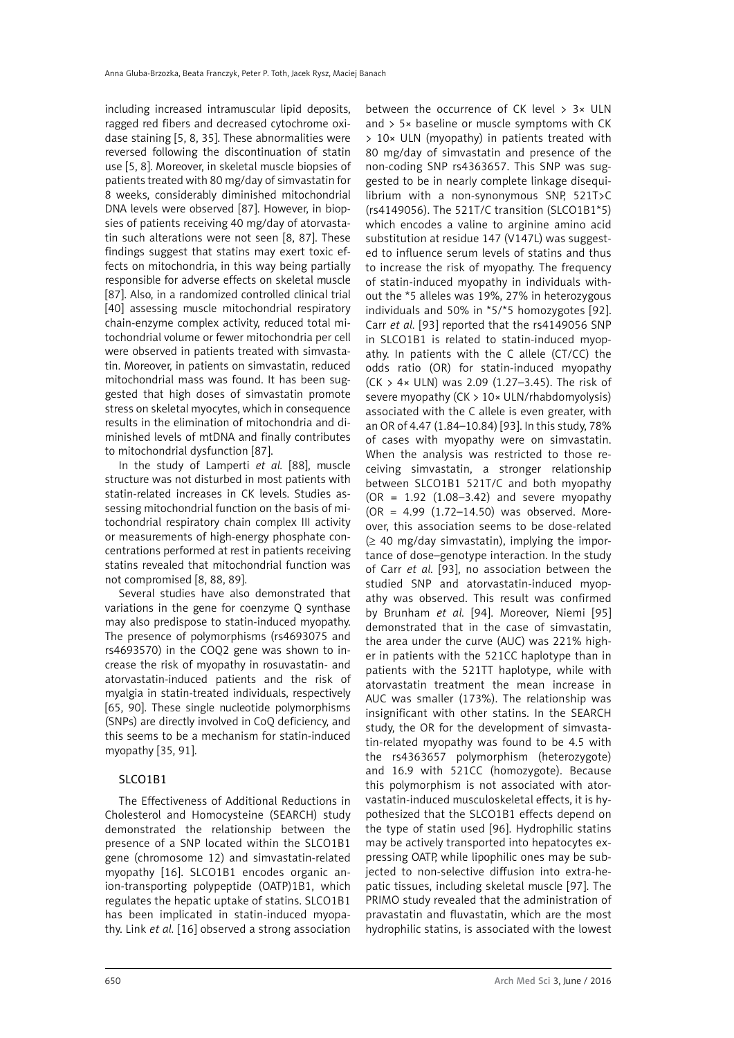including increased intramuscular lipid deposits, ragged red fibers and decreased cytochrome oxidase staining [5, 8, 35]. These abnormalities were reversed following the discontinuation of statin use [5, 8]. Moreover, in skeletal muscle biopsies of patients treated with 80 mg/day of simvastatin for 8 weeks, considerably diminished mitochondrial DNA levels were observed [87]. However, in biopsies of patients receiving 40 mg/day of atorvastatin such alterations were not seen [8, 87]. These findings suggest that statins may exert toxic effects on mitochondria, in this way being partially responsible for adverse effects on skeletal muscle [87]. Also, in a randomized controlled clinical trial [40] assessing muscle mitochondrial respiratory chain-enzyme complex activity, reduced total mitochondrial volume or fewer mitochondria per cell were observed in patients treated with simvastatin. Moreover, in patients on simvastatin, reduced mitochondrial mass was found. It has been suggested that high doses of simvastatin promote stress on skeletal myocytes, which in consequence results in the elimination of mitochondria and diminished levels of mtDNA and finally contributes to mitochondrial dysfunction [87].

In the study of Lamperti *et al.* [88], muscle structure was not disturbed in most patients with statin-related increases in CK levels. Studies assessing mitochondrial function on the basis of mitochondrial respiratory chain complex III activity or measurements of high-energy phosphate concentrations performed at rest in patients receiving statins revealed that mitochondrial function was not compromised [8, 88, 89].

Several studies have also demonstrated that variations in the gene for coenzyme Q synthase may also predispose to statin-induced myopathy. The presence of polymorphisms (rs4693075 and rs4693570) in the COQ2 gene was shown to increase the risk of myopathy in rosuvastatin- and atorvastatin-induced patients and the risk of myalgia in statin-treated individuals, respectively [65, 90]. These single nucleotide polymorphisms (SNPs) are directly involved in CoQ deficiency, and this seems to be a mechanism for statin-induced myopathy [35, 91].

## SLCO1B1

The Effectiveness of Additional Reductions in Cholesterol and Homocysteine (SEARCH) study demonstrated the relationship between the presence of a SNP located within the SLCO1B1 gene (chromosome 12) and simvastatin-related myopathy [16]. SLCO1B1 encodes organic anion-transporting polypeptide (OATP)1B1, which regulates the hepatic uptake of statins. SLCO1B1 has been implicated in statin-induced myopathy. Link *et al.* [16] observed a strong association between the occurrence of CK level > 3× ULN and > 5× baseline or muscle symptoms with CK > 10× ULN (myopathy) in patients treated with 80 mg/day of simvastatin and presence of the non-coding SNP rs4363657. This SNP was suggested to be in nearly complete linkage disequilibrium with a non-synonymous SNP, 521T>C (rs4149056). The 521T/C transition (SLCO1B1*5) which encodes a valine to arginine amino acid substitution at residue 147 (V147L) was suggested to influence serum levels of statins and thus to increase the risk of myopathy. The frequency of statin-induced myopathy in individuals without the *5 alleles was 19%, 27% in heterozygous individuals and 50% in *5/*5 homozygotes [92]. Carr *et al.* [93] reported that the rs4149056 SNP in SLCO1B1 is related to statin-induced myopathy. In patients with the C allele (CT/CC) the odds ratio (OR) for statin-induced myopathy (CK > 4× ULN) was 2.09 (1.27–3.45). The risk of severe myopathy (CK > 10× ULN/rhabdomyolysis) associated with the C allele is even greater, with an OR of 4.47 (1.84–10.84) [93]. In this study, 78% of cases with myopathy were on simvastatin. When the analysis was restricted to those receiving simvastatin, a stronger relationship between SLCO1B1 521T/C and both myopathy (OR = 1.92 (1.08–3.42) and severe myopathy (OR = 4.99 (1.72–14.50) was observed. Moreover, this association seems to be dose-related (≥ 40 mg/day simvastatin), implying the importance of dose–genotype interaction. In the study of Carr *et al.* [93], no association between the studied SNP and atorvastatin-induced myopathy was observed. This result was confirmed by Brunham *et al.* [94]. Moreover, Niemi [95] demonstrated that in the case of simvastatin, the area under the curve (AUC) was 221% higher in patients with the 521CC haplotype than in patients with the 521TT haplotype, while with atorvastatin treatment the mean increase in AUC was smaller (173%). The relationship was insignificant with other statins. In the SEARCH study, the OR for the development of simvastatin-related myopathy was found to be 4.5 with the rs4363657 polymorphism (heterozygote) and 16.9 with 521CC (homozygote). Because this polymorphism is not associated with atorvastatin-induced musculoskeletal effects, it is hypothesized that the SLCO1B1 effects depend on the type of statin used [96]. Hydrophilic statins may be actively transported into hepatocytes expressing OATP, while lipophilic ones may be subjected to non-selective diffusion into extra-hepatic tissues, including skeletal muscle [97]. The PRIMO study revealed that the administration of pravastatin and fluvastatin, which are the most hydrophilic statins, is associated with the lowest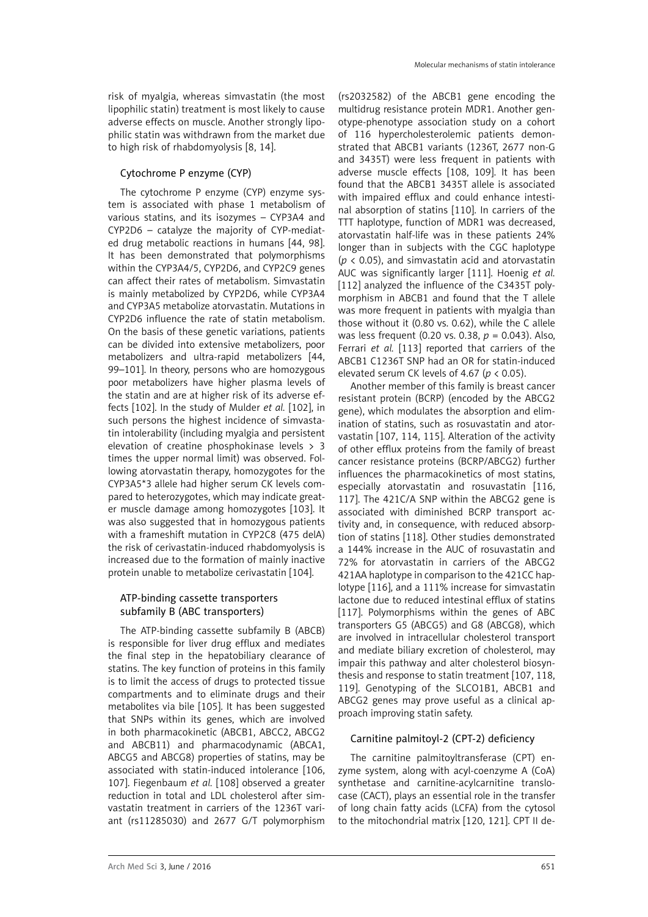risk of myalgia, whereas simvastatin (the most lipophilic statin) treatment is most likely to cause adverse effects on muscle. Another strongly lipophilic statin was withdrawn from the market due to high risk of rhabdomyolysis [8, 14].

### Cytochrome P enzyme (CYP)

The cytochrome P enzyme (CYP) enzyme system is associated with phase 1 metabolism of various statins, and its isozymes – CYP3A4 and CYP2D6 – catalyze the majority of CYP-mediated drug metabolic reactions in humans [44, 98]. It has been demonstrated that polymorphisms within the CYP3A4/5, CYP2D6, and CYP2C9 genes can affect their rates of metabolism. Simvastatin is mainly metabolized by CYP2D6, while CYP3A4 and CYP3A5 metabolize atorvastatin. Mutations in CYP2D6 influence the rate of statin metabolism. On the basis of these genetic variations, patients can be divided into extensive metabolizers, poor metabolizers and ultra-rapid metabolizers [44, 99–101]. In theory, persons who are homozygous poor metabolizers have higher plasma levels of the statin and are at higher risk of its adverse effects [102]. In the study of Mulder *et al.* [102], in such persons the highest incidence of simvastatin intolerability (including myalgia and persistent elevation of creatine phosphokinase levels > 3 times the upper normal limit) was observed. Following atorvastatin therapy, homozygotes for the CYP3A5*3 allele had higher serum CK levels compared to heterozygotes, which may indicate greater muscle damage among homozygotes [103]. It was also suggested that in homozygous patients with a frameshift mutation in CYP2C8 (475 delA) the risk of cerivastatin-induced rhabdomyolysis is increased due to the formation of mainly inactive protein unable to metabolize cerivastatin [104].

### ATP-binding cassette transporters subfamily B (ABC transporters)

The ATP-binding cassette subfamily B (ABCB) is responsible for liver drug efflux and mediates the final step in the hepatobiliary clearance of statins. The key function of proteins in this family is to limit the access of drugs to protected tissue compartments and to eliminate drugs and their metabolites via bile [105]. It has been suggested that SNPs within its genes, which are involved in both pharmacokinetic (ABCB1, ABCC2, ABCG2 and ABCB11) and pharmacodynamic (ABCA1, ABCG5 and ABCG8) properties of statins, may be associated with statin-induced intolerance [106, 107]. Fiegenbaum *et al.* [108] observed a greater reduction in total and LDL cholesterol after simvastatin treatment in carriers of the 1236T variant (rs11285030) and 2677 G/T polymorphism (rs2032582) of the ABCB1 gene encoding the multidrug resistance protein MDR1. Another genotype-phenotype association study on a cohort of 116 hypercholesterolemic patients demonstrated that ABCB1 variants (1236T, 2677 non-G and 3435T) were less frequent in patients with adverse muscle effects [108, 109]. It has been found that the ABCB1 3435T allele is associated with impaired efflux and could enhance intestinal absorption of statins [110]. In carriers of the TTT haplotype, function of MDR1 was decreased, atorvastatin half-life was in these patients 24% longer than in subjects with the CGC haplotype ($p < 0.05$), and simvastatin acid and atorvastatin AUC was significantly larger [111]. Hoenig *et al.* [112] analyzed the influence of the C3435T polymorphism in ABCB1 and found that the T allele was more frequent in patients with myalgia than those without it (0.80 vs. 0.62), while the C allele was less frequent (0.20 vs. 0.38, $p = 0.043$). Also, Ferrari *et al.* [113] reported that carriers of the ABCB1 C1236T SNP had an OR for statin-induced elevated serum CK levels of 4.67 ($p < 0.05$).

Another member of this family is breast cancer resistant protein (BCRP) (encoded by the ABCG2 gene), which modulates the absorption and elimination of statins, such as rosuvastatin and atorvastatin [107, 114, 115]. Alteration of the activity of other efflux proteins from the family of breast cancer resistance proteins (BCRP/ABCG2) further influences the pharmacokinetics of most statins, especially atorvastatin and rosuvastatin [116, 117]. The 421C/A SNP within the ABCG2 gene is associated with diminished BCRP transport activity and, in consequence, with reduced absorption of statins [118]. Other studies demonstrated a 144% increase in the AUC of rosuvastatin and 72% for atorvastatin in carriers of the ABCG2 421AA haplotype in comparison to the 421CC haplotype [116], and a 111% increase for simvastatin lactone due to reduced intestinal efflux of statins [117]. Polymorphisms within the genes of ABC transporters G5 (ABCG5) and G8 (ABCG8), which are involved in intracellular cholesterol transport and mediate biliary excretion of cholesterol, may impair this pathway and alter cholesterol biosynthesis and response to statin treatment [107, 118, 119]. Genotyping of the SLCO1B1, ABCB1 and ABCG2 genes may prove useful as a clinical approach improving statin safety.

### Carnitine palmitoyl-2 (CPT-2) deficiency

The carnitine palmitoyltransferase (CPT) enzyme system, along with acyl-coenzyme A (CoA) synthetase and carnitine-acylcarnitine translocase (CACT), plays an essential role in the transfer of long chain fatty acids (LCFA) from the cytosol to the mitochondrial matrix [120, 121]. CPT II de-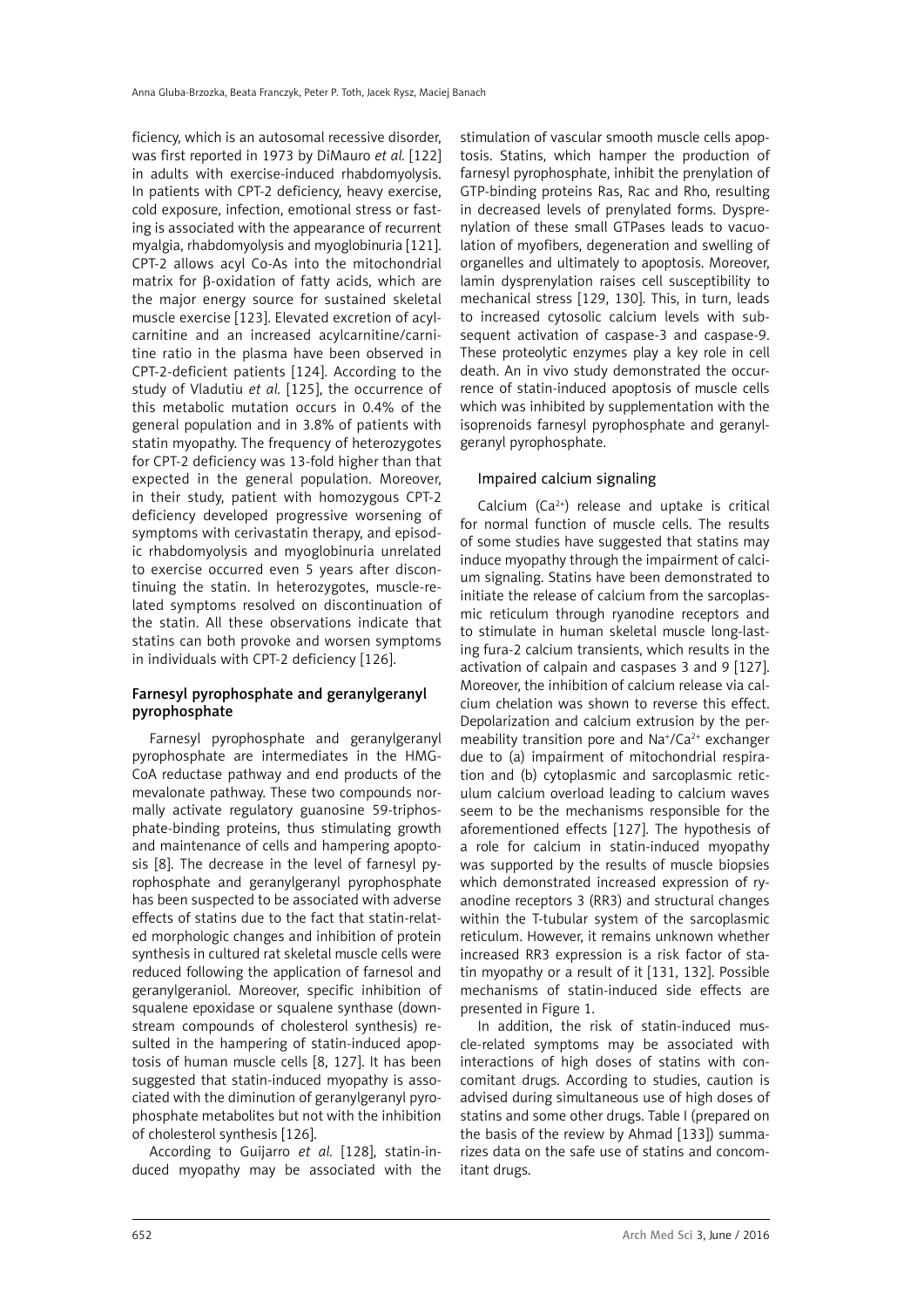ficiency, which is an autosomal recessive disorder, was first reported in 1973 by DiMauro *et al.* [122] in adults with exercise-induced rhabdomyolysis. In patients with CPT-2 deficiency, heavy exercise, cold exposure, infection, emotional stress or fasting is associated with the appearance of recurrent myalgia, rhabdomyolysis and myoglobinuria [121]. CPT-2 allows acyl Co-As into the mitochondrial matrix for β-oxidation of fatty acids, which are the major energy source for sustained skeletal muscle exercise [123]. Elevated excretion of acylcarnitine and an increased acylcarnitine/carnitine ratio in the plasma have been observed in CPT-2-deficient patients [124]. According to the study of Vladutiu *et al.* [125], the occurrence of this metabolic mutation occurs in 0.4% of the general population and in 3.8% of patients with statin myopathy. The frequency of heterozygotes for CPT-2 deficiency was 13-fold higher than that expected in the general population. Moreover, in their study, patient with homozygous CPT-2 deficiency developed progressive worsening of symptoms with cerivastatin therapy, and episodic rhabdomyolysis and myoglobinuria unrelated to exercise occurred even 5 years after discontinuing the statin. In heterozygotes, muscle-related symptoms resolved on discontinuation of the statin. All these observations indicate that statins can both provoke and worsen symptoms in individuals with CPT-2 deficiency [126].

### Farnesyl pyrophosphate and geranylgeranyl pyrophosphate

Farnesyl pyrophosphate and geranylgeranyl pyrophosphate are intermediates in the HMG-CoA reductase pathway and end products of the mevalonate pathway. These two compounds normally activate regulatory guanosine 59-triphosphate-binding proteins, thus stimulating growth and maintenance of cells and hampering apoptosis [8]. The decrease in the level of farnesyl pyrophosphate and geranylgeranyl pyrophosphate has been suspected to be associated with adverse effects of statins due to the fact that statin-related morphologic changes and inhibition of protein synthesis in cultured rat skeletal muscle cells were reduced following the application of farnesol and geranylgeraniol. Moreover, specific inhibition of squalene epoxidase or squalene synthase (downstream compounds of cholesterol synthesis) resulted in the hampering of statin-induced apoptosis of human muscle cells [8, 127]. It has been suggested that statin-induced myopathy is associated with the diminution of geranylgeranyl pyrophosphate metabolites but not with the inhibition of cholesterol synthesis [126].

According to Guijarro *et al.* [128], statin-induced myopathy may be associated with the stimulation of vascular smooth muscle cells apoptosis. Statins, which hamper the production of farnesyl pyrophosphate, inhibit the prenylation of GTP-binding proteins Ras, Rac and Rho, resulting in decreased levels of prenylated forms. Dysprenylation of these small GTPases leads to vacuolation of myofibers, degeneration and swelling of organelles and ultimately to apoptosis. Moreover, lamin dysprenylation raises cell susceptibility to mechanical stress [129, 130]. This, in turn, leads to increased cytosolic calcium levels with subsequent activation of caspase-3 and caspase-9. These proteolytic enzymes play a key role in cell death. An in vivo study demonstrated the occurrence of statin-induced apoptosis of muscle cells which was inhibited by supplementation with the isoprenoids farnesyl pyrophosphate and geranylgeranyl pyrophosphate.

### Impaired calcium signaling

Calcium ($Ca^{2+}$) release and uptake is critical for normal function of muscle cells. The results of some studies have suggested that statins may induce myopathy through the impairment of calcium signaling. Statins have been demonstrated to initiate the release of calcium from the sarcoplasmic reticulum through ryanodine receptors and to stimulate in human skeletal muscle long-lasting fura-2 calcium transients, which results in the activation of calpain and caspases 3 and 9 [127]. Moreover, the inhibition of calcium release via calcium chelation was shown to reverse this effect. Depolarization and calcium extrusion by the permeability transition pore and $Na^+/Ca^{2+}$ exchanger due to (a) impairment of mitochondrial respiration and (b) cytoplasmic and sarcoplasmic reticulum calcium overload leading to calcium waves seem to be the mechanisms responsible for the aforementioned effects [127]. The hypothesis of a role for calcium in statin-induced myopathy was supported by the results of muscle biopsies which demonstrated increased expression of ryanodine receptors 3 (RR3) and structural changes within the T-tubular system of the sarcoplasmic reticulum. However, it remains unknown whether increased RR3 expression is a risk factor of statin myopathy or a result of it [131, 132]. Possible mechanisms of statin-induced side effects are presented in Figure 1.

In addition, the risk of statin-induced muscle-related symptoms may be associated with interactions of high doses of statins with concomitant drugs. According to studies, caution is advised during simultaneous use of high doses of statins and some other drugs. Table I (prepared on the basis of the review by Ahmad [133]) summarizes data on the safe use of statins and concomitant drugs.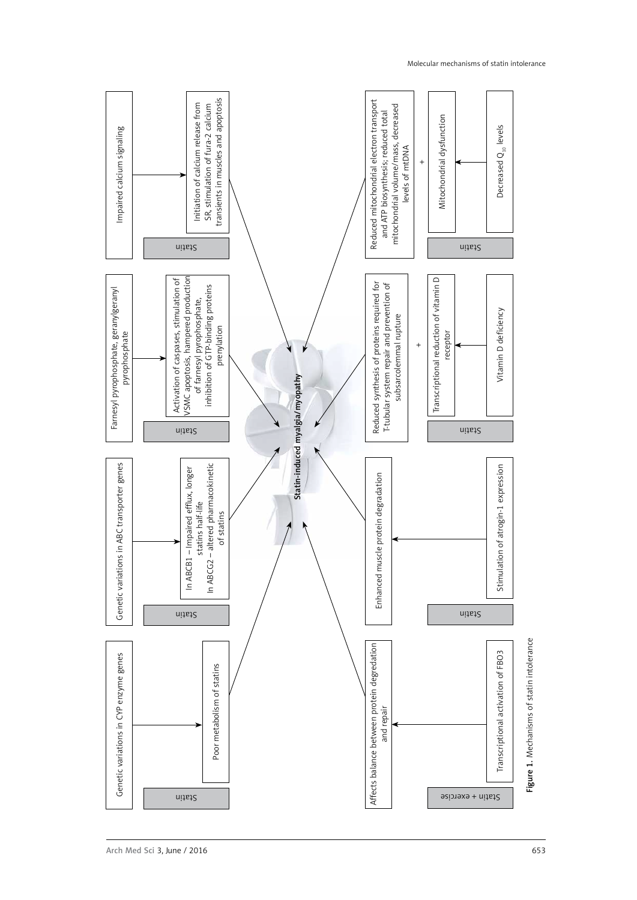**Statin-induced myalgia/myopathy**

- Statin: Genetic variations in CYP enzyme genes → Poor metabolism of statins
- Statin: Genetic variations in ABC transporter genes → In ABCB1 – Impaired efflux, longer statins half-life; In ABCG2 – altered pharmacokinetic of statins
- Statin: Farnesyl pyrophosphate, geranylgeranyl pyrophosphate → Activation of caspases, stimulation of VSMC apoptosis, hampered production of farnesyl pyrophosphate, inhibition of GTP-binding proteins prenylation
- Statin: Impaired calcium signaling → Initiation of calcium release from SR, stimulation of fura-2 calcium transients in muscles and apoptosis
- Statin + exercise: Transcriptional activation of FBO3 → Affects balance between protein degradation and repair
- Statin: Stimulation of atrogin-1 expression → Enhanced muscle protein degradation
- Statin: Vitamin D deficiency → Transcriptional reduction of vitamin D receptor + Reduced synthesis of proteins required for T-tubular system repair and prevention of subsarcolemmal rupture
- Statin: Decreased $Q_{10}$ levels → Mitochondrial dysfunction + Reduced mitochondrial electron transport and ATP biosynthesis; reduced total mitochondrial volume/mass, decreased levels of mtDNA

**Figure 1.** Mechanisms of statin intolerance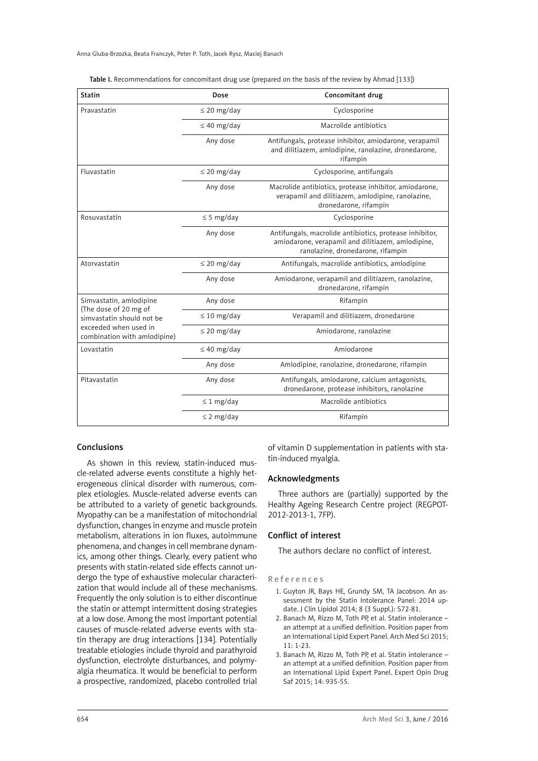Table I. Recommendations for concomitant drug use (prepared on the basis of the review by Ahmad [133])

| Statin | Dose | Concomitant drug |
|---|---|---|
| Pravastatin | ≤ 20 mg/day | Cyclosporine |
| | ≤ 40 mg/day | Macrolide antibiotics |
| | Any dose | Antifungals, protease inhibitor, amiodarone, verapamil and dilitiazem, amlodipine, ranolazine, dronedarone, rifampin |
| Fluvastatin | ≤ 20 mg/day | Cyclosporine, antifungals |
| | Any dose | Macrolide antibiotics, protease inhibitor, amiodarone, verapamil and dilitiazem, amlodipine, ranolazine, dronedarone, rifampin |
| Rosuvastatin | ≤ 5 mg/day | Cyclosporine |
| | Any dose | Antifungals, macrolide antibiotics, protease inhibitor, amiodarone, verapamil and dilitiazem, amlodipine, ranolazine, dronedarone, rifampin |
| Atorvastatin | ≤ 20 mg/day | Antifungals, macrolide antibiotics, amlodipine |
| | Any dose | Amiodarone, verapamil and dilitiazem, ranolazine, dronedarone, rifampin |
| Simvastatin, amlodipine (The dose of 20 mg of simvastatin should not be exceeded when used in combination with amlodipine) | Any dose | Rifampin |
| | ≤ 10 mg/day | Verapamil and dilitiazem, dronedarone |
| | ≤ 20 mg/day | Amiodarone, ranolazine |
| Lovastatin | ≤ 40 mg/day | Amiodarone |
| | Any dose | Amlodipine, ranolazine, dronedarone, rifampin |
| Pitavastatin | Any dose | Antifungals, amiodarone, calcium antagonists, dronedarone, protease inhibitors, ranolazine |
| | ≤ 1 mg/day | Macrolide antibiotics |
| | ≤ 2 mg/day | Rifampin |

## Conclusions

As shown in this review, statin-induced muscle-related adverse events constitute a highly heterogeneous clinical disorder with numerous, complex etiologies. Muscle-related adverse events can be attributed to a variety of genetic backgrounds. Myopathy can be a manifestation of mitochondrial dysfunction, changes in enzyme and muscle protein metabolism, alterations in ion fluxes, autoimmune phenomena, and changes in cell membrane dynamics, among other things. Clearly, every patient who presents with statin-related side effects cannot undergo the type of exhaustive molecular characterization that would include all of these mechanisms. Frequently the only solution is to either discontinue the statin or attempt intermittent dosing strategies at a low dose. Among the most important potential causes of muscle-related adverse events with statin therapy are drug interactions [134]. Potentially treatable etiologies include thyroid and parathyroid dysfunction, electrolyte disturbances, and polymyalgia rheumatica. It would be beneficial to perform a prospective, randomized, placebo controlled trial of vitamin D supplementation in patients with statin-induced myalgia.

## Acknowledgments

Three authors are (partially) supported by the Healthy Ageing Research Centre project (REGPOT-2012-2013-1, 7FP).

## Conflict of interest

The authors declare no conflict of interest.

## References

1. Guyton JR, Bays HE, Grundy SM, TA Jacobson. An assessment by the Statin Intolerance Panel: 2014 update. J Clin Lipidol 2014; 8 (3 Suppl.): S72-81.
2. Banach M, Rizzo M, Toth PP, et al. Statin intolerance – an attempt at a unified definition. Position paper from an International Lipid Expert Panel. Arch Med Sci 2015; 11: 1-23.
3. Banach M, Rizzo M, Toth PP, et al. Statin intolerance – an attempt at a unified definition. Position paper from an International Lipid Expert Panel. Expert Opin Drug Saf 2015; 14: 935-55.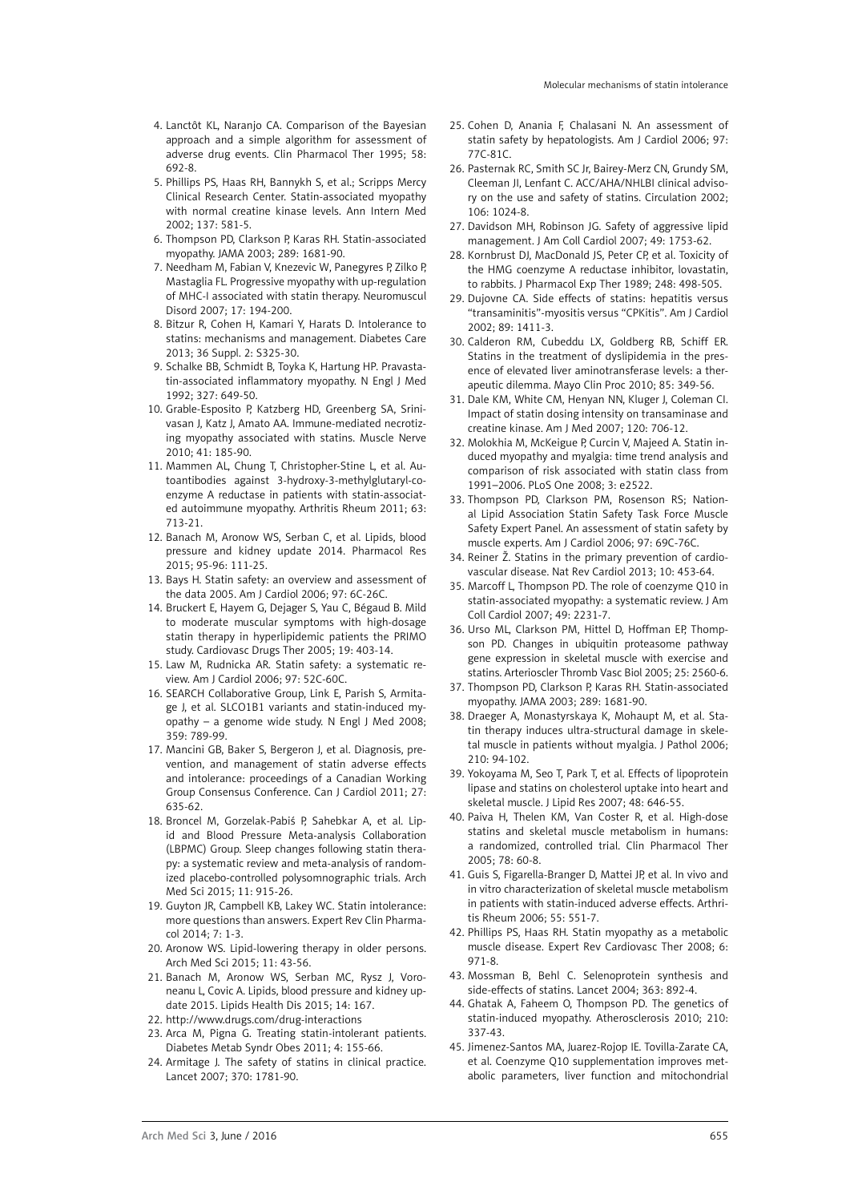4. Lanctôt KL, Naranjo CA. Comparison of the Bayesian approach and a simple algorithm for assessment of adverse drug events. Clin Pharmacol Ther 1995; 58: 692-8.
5. Phillips PS, Haas RH, Bannykh S, et al.; Scripps Mercy Clinical Research Center. Statin-associated myopathy with normal creatine kinase levels. Ann Intern Med 2002; 137: 581-5.
6. Thompson PD, Clarkson P, Karas RH. Statin-associated myopathy. JAMA 2003; 289: 1681-90.
7. Needham M, Fabian V, Knezevic W, Panegyres P, Zilko P, Mastaglia FL. Progressive myopathy with up-regulation of MHC-I associated with statin therapy. Neuromuscul Disord 2007; 17: 194-200.
8. Bitzur R, Cohen H, Kamari Y, Harats D. Intolerance to statins: mechanisms and management. Diabetes Care 2013; 36 Suppl. 2: S325-30.
9. Schalke BB, Schmidt B, Toyka K, Hartung HP. Pravastatin-associated inflammatory myopathy. N Engl J Med 1992; 327: 649-50.
10. Grable-Esposito P, Katzberg HD, Greenberg SA, Srinivasan J, Katz J, Amato AA. Immune-mediated necrotizing myopathy associated with statins. Muscle Nerve 2010; 41: 185-90.
11. Mammen AL, Chung T, Christopher-Stine L, et al. Autoantibodies against 3-hydroxy-3-methylglutaryl-coenzyme A reductase in patients with statin-associated autoimmune myopathy. Arthritis Rheum 2011; 63: 713-21.
12. Banach M, Aronow WS, Serban C, et al. Lipids, blood pressure and kidney update 2014. Pharmacol Res 2015; 95-96: 111-25.
13. Bays H. Statin safety: an overview and assessment of the data 2005. Am J Cardiol 2006; 97: 6C-26C.
14. Bruckert E, Hayem G, Dejager S, Yau C, Bégaud B. Mild to moderate muscular symptoms with high-dosage statin therapy in hyperlipidemic patients the PRIMO study. Cardiovasc Drugs Ther 2005; 19: 403-14.
15. Law M, Rudnicka AR. Statin safety: a systematic review. Am J Cardiol 2006; 97: 52C-60C.
16. SEARCH Collaborative Group, Link E, Parish S, Armitage J, et al. SLCO1B1 variants and statin-induced myopathy – a genome wide study. N Engl J Med 2008; 359: 789-99.
17. Mancini GB, Baker S, Bergeron J, et al. Diagnosis, prevention, and management of statin adverse effects and intolerance: proceedings of a Canadian Working Group Consensus Conference. Can J Cardiol 2011; 27: 635-62.
18. Broncel M, Gorzelak-Pabiś P, Sahebkar A, et al. Lipid and Blood Pressure Meta-analysis Collaboration (LBPMC) Group. Sleep changes following statin therapy: a systematic review and meta-analysis of randomized placebo-controlled polysomnographic trials. Arch Med Sci 2015; 11: 915-26.
19. Guyton JR, Campbell KB, Lakey WC. Statin intolerance: more questions than answers. Expert Rev Clin Pharmacol 2014; 7: 1-3.
20. Aronow WS. Lipid-lowering therapy in older persons. Arch Med Sci 2015; 11: 43-56.
21. Banach M, Aronow WS, Serban MC, Rysz J, Voroneanu L, Covic A. Lipids, blood pressure and kidney update 2015. Lipids Health Dis 2015; 14: 167.
22. http://www.drugs.com/drug-interactions
23. Arca M, Pigna G. Treating statin-intolerant patients. Diabetes Metab Syndr Obes 2011; 4: 155-66.
24. Armitage J. The safety of statins in clinical practice. Lancet 2007; 370: 1781-90.
25. Cohen D, Anania F, Chalasani N. An assessment of statin safety by hepatologists. Am J Cardiol 2006; 97: 77C-81C.
26. Pasternak RC, Smith SC Jr, Bairey-Merz CN, Grundy SM, Cleeman JI, Lenfant C. ACC/AHA/NHLBI clinical advisory on the use and safety of statins. Circulation 2002; 106: 1024-8.
27. Davidson MH, Robinson JG. Safety of aggressive lipid management. J Am Coll Cardiol 2007; 49: 1753-62.
28. Kornbrust DJ, MacDonald JS, Peter CP, et al. Toxicity of the HMG coenzyme A reductase inhibitor, lovastatin, to rabbits. J Pharmacol Exp Ther 1989; 248: 498-505.
29. Dujovne CA. Side effects of statins: hepatitis versus "transaminitis"-myositis versus "CPKitis". Am J Cardiol 2002; 89: 1411-3.
30. Calderon RM, Cubeddu LX, Goldberg RB, Schiff ER. Statins in the treatment of dyslipidemia in the presence of elevated liver aminotransferase levels: a therapeutic dilemma. Mayo Clin Proc 2010; 85: 349-56.
31. Dale KM, White CM, Henyan NN, Kluger J, Coleman CI. Impact of statin dosing intensity on transaminase and creatine kinase. Am J Med 2007; 120: 706-12.
32. Molokhia M, McKeigue P, Curcin V, Majeed A. Statin induced myopathy and myalgia: time trend analysis and comparison of risk associated with statin class from 1991–2006. PLoS One 2008; 3: e2522.
33. Thompson PD, Clarkson PM, Rosenson RS; National Lipid Association Statin Safety Task Force Muscle Safety Expert Panel. An assessment of statin safety by muscle experts. Am J Cardiol 2006; 97: 69C-76C.
34. Reiner Ž. Statins in the primary prevention of cardiovascular disease. Nat Rev Cardiol 2013; 10: 453-64.
35. Marcoff L, Thompson PD. The role of coenzyme Q10 in statin-associated myopathy: a systematic review. J Am Coll Cardiol 2007; 49: 2231-7.
36. Urso ML, Clarkson PM, Hittel D, Hoffman EP, Thompson PD. Changes in ubiquitin proteasome pathway gene expression in skeletal muscle with exercise and statins. Arterioscler Thromb Vasc Biol 2005; 25: 2560-6.
37. Thompson PD, Clarkson P, Karas RH. Statin-associated myopathy. JAMA 2003; 289: 1681-90.
38. Draeger A, Monastyrskaya K, Mohaupt M, et al. Statin therapy induces ultra-structural damage in skeletal muscle in patients without myalgia. J Pathol 2006; 210: 94-102.
39. Yokoyama M, Seo T, Park T, et al. Effects of lipoprotein lipase and statins on cholesterol uptake into heart and skeletal muscle. J Lipid Res 2007; 48: 646-55.
40. Paiva H, Thelen KM, Van Coster R, et al. High-dose statins and skeletal muscle metabolism in humans: a randomized, controlled trial. Clin Pharmacol Ther 2005; 78: 60-8.
41. Guis S, Figarella-Branger D, Mattei JP, et al. In vivo and in vitro characterization of skeletal muscle metabolism in patients with statin-induced adverse effects. Arthritis Rheum 2006; 55: 551-7.
42. Phillips PS, Haas RH. Statin myopathy as a metabolic muscle disease. Expert Rev Cardiovasc Ther 2008; 6: 971-8.
43. Mossman B, Behl C. Selenoprotein synthesis and side-effects of statins. Lancet 2004; 363: 892-4.
44. Ghatak A, Faheem O, Thompson PD. The genetics of statin-induced myopathy. Atherosclerosis 2010; 210: 337-43.
45. Jimenez-Santos MA, Juarez-Rojop IE. Tovilla-Zarate CA, et al. Coenzyme Q10 supplementation improves metabolic parameters, liver function and mitochondrial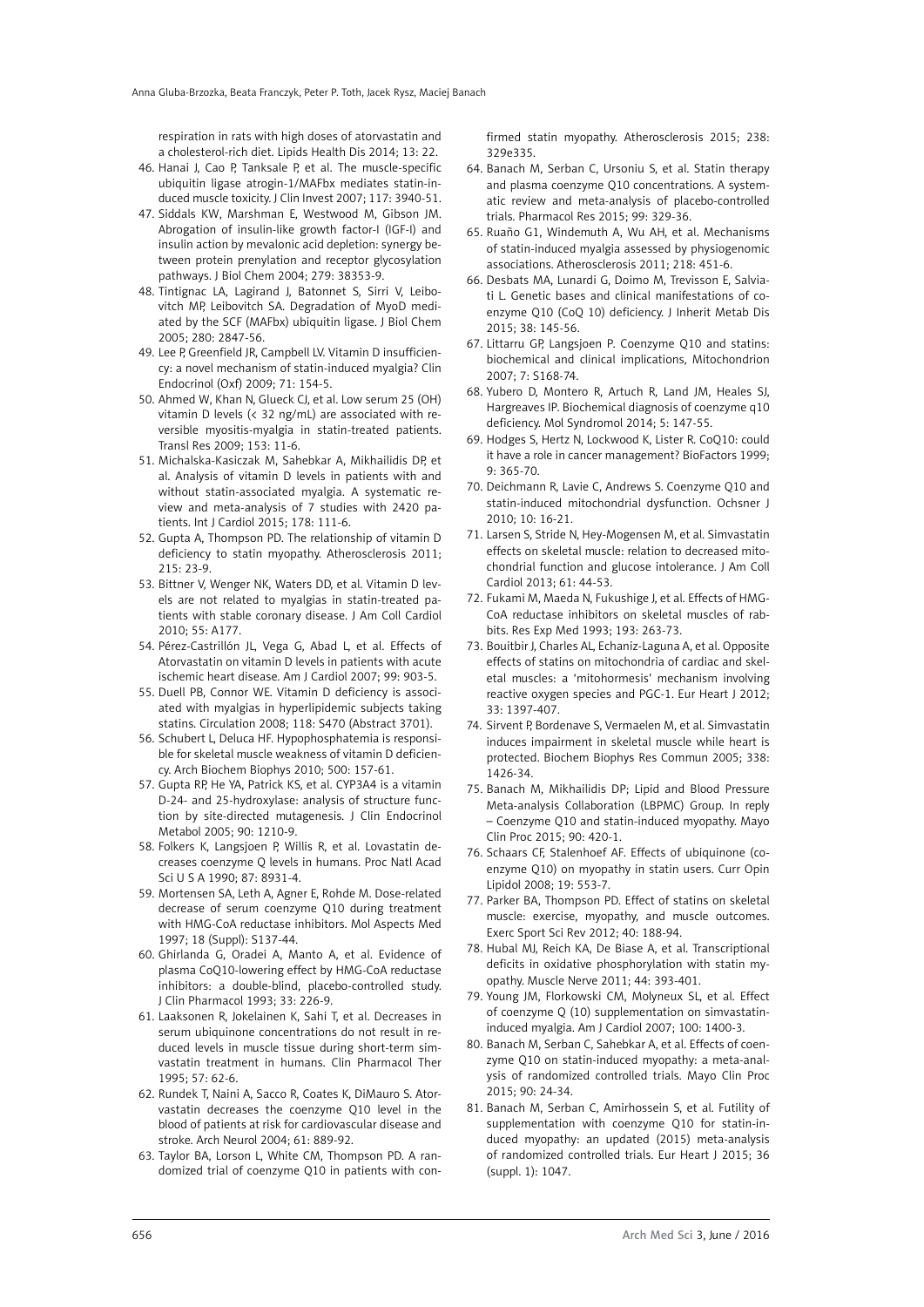respiration in rats with high doses of atorvastatin and a cholesterol-rich diet. Lipids Health Dis 2014; 13: 22.

46. Hanai J, Cao P, Tanksale P, et al. The muscle-specific ubiquitin ligase atrogin-1/MAFbx mediates statin-induced muscle toxicity. J Clin Invest 2007; 117: 3940-51.
47. Siddals KW, Marshman E, Westwood M, Gibson JM. Abrogation of insulin-like growth factor-I (IGF-I) and insulin action by mevalonic acid depletion: synergy between protein prenylation and receptor glycosylation pathways. J Biol Chem 2004; 279: 38353-9.
48. Tintignac LA, Lagirand J, Batonnet S, Sirri V, Leibovitch MP, Leibovitch SA. Degradation of MyoD mediated by the SCF (MAFbx) ubiquitin ligase. J Biol Chem 2005; 280: 2847-56.
49. Lee P, Greenfield JR, Campbell LV. Vitamin D insufficiency: a novel mechanism of statin-induced myalgia? Clin Endocrinol (Oxf) 2009; 71: 154-5.
50. Ahmed W, Khan N, Glueck CJ, et al. Low serum 25 (OH) vitamin D levels (< 32 ng/mL) are associated with reversible myositis-myalgia in statin-treated patients. Transl Res 2009; 153: 11-6.
51. Michalska-Kasiczak M, Sahebkar A, Mikhailidis DP, et al. Analysis of vitamin D levels in patients with and without statin-associated myalgia. A systematic review and meta-analysis of 7 studies with 2420 patients. Int J Cardiol 2015; 178: 111-6.
52. Gupta A, Thompson PD. The relationship of vitamin D deficiency to statin myopathy. Atherosclerosis 2011; 215: 23-9.
53. Bittner V, Wenger NK, Waters DD, et al. Vitamin D levels are not related to myalgias in statin-treated patients with stable coronary disease. J Am Coll Cardiol 2010; 55: A177.
54. Pérez-Castrillón JL, Vega G, Abad L, et al. Effects of Atorvastatin on vitamin D levels in patients with acute ischemic heart disease. Am J Cardiol 2007; 99: 903-5.
55. Duell PB, Connor WE. Vitamin D deficiency is associated with myalgias in hyperlipidemic subjects taking statins. Circulation 2008; 118: S470 (Abstract 3701).
56. Schubert L, Deluca HF. Hypophosphatemia is responsible for skeletal muscle weakness of vitamin D deficiency. Arch Biochem Biophys 2010; 500: 157-61.
57. Gupta RP, He YA, Patrick KS, et al. CYP3A4 is a vitamin D-24- and 25-hydroxylase: analysis of structure function by site-directed mutagenesis. J Clin Endocrinol Metabol 2005; 90: 1210-9.
58. Folkers K, Langsjoen P, Willis R, et al. Lovastatin decreases coenzyme Q levels in humans. Proc Natl Acad Sci U S A 1990; 87: 8931-4.
59. Mortensen SA, Leth A, Agner E, Rohde M. Dose-related decrease of serum coenzyme Q10 during treatment with HMG-CoA reductase inhibitors. Mol Aspects Med 1997; 18 (Suppl): S137-44.
60. Ghirlanda G, Oradei A, Manto A, et al. Evidence of plasma CoQ10-lowering effect by HMG-CoA reductase inhibitors: a double-blind, placebo-controlled study. J Clin Pharmacol 1993; 33: 226-9.
61. Laaksonen R, Jokelainen K, Sahi T, et al. Decreases in serum ubiquinone concentrations do not result in reduced levels in muscle tissue during short-term simvastatin treatment in humans. Clin Pharmacol Ther 1995; 57: 62-6.
62. Rundek T, Naini A, Sacco R, Coates K, DiMauro S. Atorvastatin decreases the coenzyme Q10 level in the blood of patients at risk for cardiovascular disease and stroke. Arch Neurol 2004; 61: 889-92.
63. Taylor BA, Lorson L, White CM, Thompson PD. A randomized trial of coenzyme Q10 in patients with confirmed statin myopathy. Atherosclerosis 2015; 238: 329e335.
64. Banach M, Serban C, Ursoniu S, et al. Statin therapy and plasma coenzyme Q10 concentrations. A systematic review and meta-analysis of placebo-controlled trials. Pharmacol Res 2015; 99: 329-36.
65. Ruaño G1, Windemuth A, Wu AH, et al. Mechanisms of statin-induced myalgia assessed by physiogenomic associations. Atherosclerosis 2011; 218: 451-6.
66. Desbats MA, Lunardi G, Doimo M, Trevisson E, Salviati L. Genetic bases and clinical manifestations of coenzyme Q10 (CoQ 10) deficiency. J Inherit Metab Dis 2015; 38: 145-56.
67. Littarru GP, Langsjoen P. Coenzyme Q10 and statins: biochemical and clinical implications, Mitochondrion 2007; 7: S168-74.
68. Yubero D, Montero R, Artuch R, Land JM, Heales SJ, Hargreaves IP. Biochemical diagnosis of coenzyme q10 deficiency. Mol Syndromol 2014; 5: 147-55.
69. Hodges S, Hertz N, Lockwood K, Lister R. CoQ10: could it have a role in cancer management? BioFactors 1999; 9: 365-70.
70. Deichmann R, Lavie C, Andrews S. Coenzyme Q10 and statin-induced mitochondrial dysfunction. Ochsner J 2010; 10: 16-21.
71. Larsen S, Stride N, Hey-Mogensen M, et al. Simvastatin effects on skeletal muscle: relation to decreased mitochondrial function and glucose intolerance. J Am Coll Cardiol 2013; 61: 44-53.
72. Fukami M, Maeda N, Fukushige J, et al. Effects of HMG-CoA reductase inhibitors on skeletal muscles of rabbits. Res Exp Med 1993; 193: 263-73.
73. Bouitbir J, Charles AL, Echaniz-Laguna A, et al. Opposite effects of statins on mitochondria of cardiac and skeletal muscles: a 'mitohormesis' mechanism involving reactive oxygen species and PGC-1. Eur Heart J 2012; 33: 1397-407.
74. Sirvent P, Bordenave S, Vermaelen M, et al. Simvastatin induces impairment in skeletal muscle while heart is protected. Biochem Biophys Res Commun 2005; 338: 1426-34.
75. Banach M, Mikhailidis DP; Lipid and Blood Pressure Meta-analysis Collaboration (LBPMC) Group. In reply – Coenzyme Q10 and statin-induced myopathy. Mayo Clin Proc 2015; 90: 420-1.
76. Schaars CF, Stalenhoef AF. Effects of ubiquinone (coenzyme Q10) on myopathy in statin users. Curr Opin Lipidol 2008; 19: 553-7.
77. Parker BA, Thompson PD. Effect of statins on skeletal muscle: exercise, myopathy, and muscle outcomes. Exerc Sport Sci Rev 2012; 40: 188-94.
78. Hubal MJ, Reich KA, De Biase A, et al. Transcriptional deficits in oxidative phosphorylation with statin myopathy. Muscle Nerve 2011; 44: 393-401.
79. Young JM, Florkowski CM, Molyneux SL, et al. Effect of coenzyme Q (10) supplementation on simvastatin-induced myalgia. Am J Cardiol 2007; 100: 1400-3.
80. Banach M, Serban C, Sahebkar A, et al. Effects of coenzyme Q10 on statin-induced myopathy: a meta-analysis of randomized controlled trials. Mayo Clin Proc 2015; 90: 24-34.
81. Banach M, Serban C, Amirhossein S, et al. Futility of supplementation with coenzyme Q10 for statin-induced myopathy: an updated (2015) meta-analysis of randomized controlled trials. Eur Heart J 2015; 36 (suppl. 1): 1047.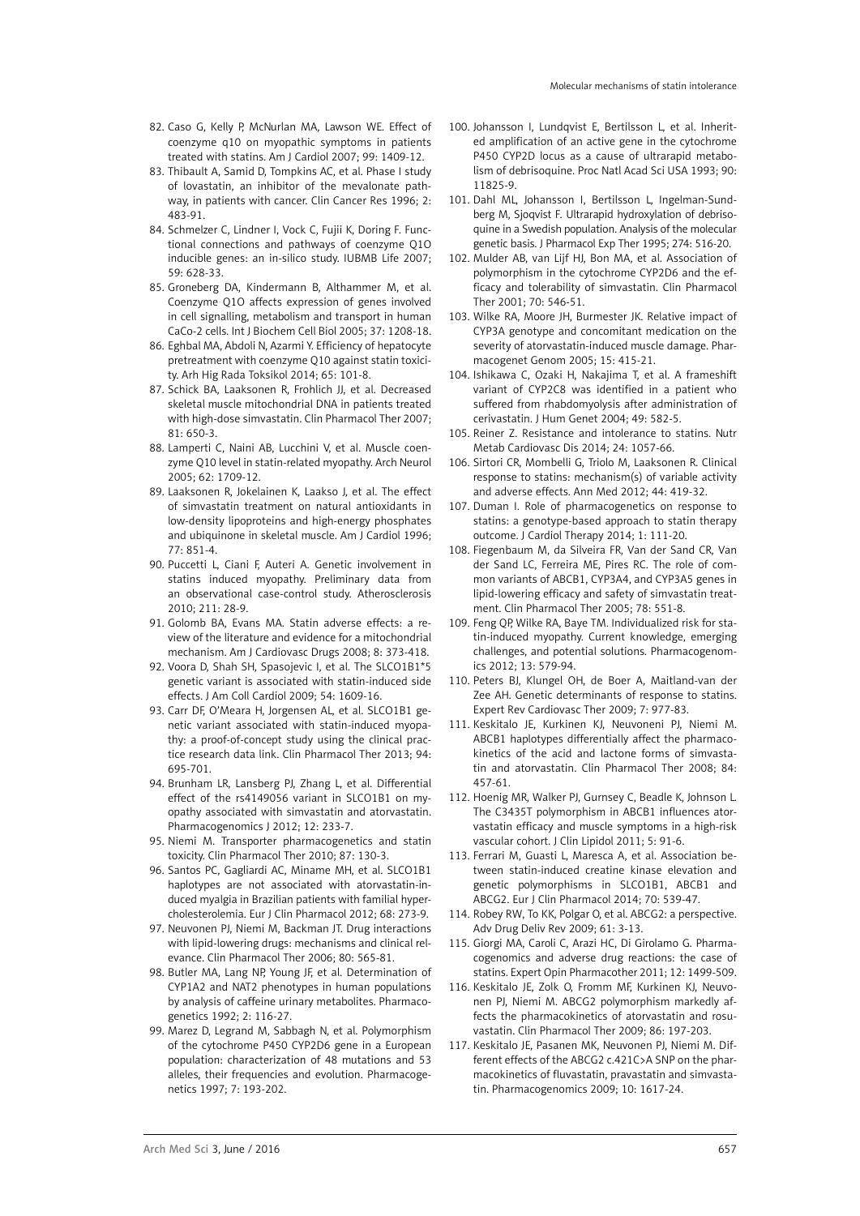82. Caso G, Kelly P, McNurlan MA, Lawson WE. Effect of coenzyme q10 on myopathic symptoms in patients treated with statins. Am J Cardiol 2007; 99: 1409-12.
83. Thibault A, Samid D, Tompkins AC, et al. Phase I study of lovastatin, an inhibitor of the mevalonate pathway, in patients with cancer. Clin Cancer Res 1996; 2: 483-91.
84. Schmelzer C, Lindner I, Vock C, Fujii K, Doring F. Functional connections and pathways of coenzyme Q10 inducible genes: an in-silico study. IUBMB Life 2007; 59: 628-33.
85. Groneberg DA, Kindermann B, Althammer M, et al. Coenzyme Q10 affects expression of genes involved in cell signalling, metabolism and transport in human CaCo-2 cells. Int J Biochem Cell Biol 2005; 37: 1208-18.
86. Eghbal MA, Abdoli N, Azarmi Y. Efficiency of hepatocyte pretreatment with coenzyme Q10 against statin toxicity. Arh Hig Rada Toksikol 2014; 65: 101-8.
87. Schick BA, Laaksonen R, Frohlich JJ, et al. Decreased skeletal muscle mitochondrial DNA in patients treated with high-dose simvastatin. Clin Pharmacol Ther 2007; 81: 650-3.
88. Lamperti C, Naini AB, Lucchini V, et al. Muscle coenzyme Q10 level in statin-related myopathy. Arch Neurol 2005; 62: 1709-12.
89. Laaksonen R, Jokelainen K, Laakso J, et al. The effect of simvastatin treatment on natural antioxidants in low-density lipoproteins and high-energy phosphates and ubiquinone in skeletal muscle. Am J Cardiol 1996; 77: 851-4.
90. Puccetti L, Ciani F, Auteri A. Genetic involvement in statins induced myopathy. Preliminary data from an observational case-control study. Atherosclerosis 2010; 211: 28-9.
91. Golomb BA, Evans MA. Statin adverse effects: a review of the literature and evidence for a mitochondrial mechanism. Am J Cardiovasc Drugs 2008; 8: 373-418.
92. Voora D, Shah SH, Spasojevic I, et al. The SLCO1B1*5 genetic variant is associated with statin-induced side effects. J Am Coll Cardiol 2009; 54: 1609-16.
93. Carr DF, O'Meara H, Jorgensen AL, et al. SLCO1B1 genetic variant associated with statin-induced myopathy: a proof-of-concept study using the clinical practice research data link. Clin Pharmacol Ther 2013; 94: 695-701.
94. Brunham LR, Lansberg PJ, Zhang L, et al. Differential effect of the rs4149056 variant in SLCO1B1 on myopathy associated with simvastatin and atorvastatin. Pharmacogenomics J 2012; 12: 233-7.
95. Niemi M. Transporter pharmacogenetics and statin toxicity. Clin Pharmacol Ther 2010; 87: 130-3.
96. Santos PC, Gagliardi AC, Miname MH, et al. SLCO1B1 haplotypes are not associated with atorvastatin-induced myalgia in Brazilian patients with familial hypercholesterolemia. Eur J Clin Pharmacol 2012; 68: 273-9.
97. Neuvonen PJ, Niemi M, Backman JT. Drug interactions with lipid-lowering drugs: mechanisms and clinical relevance. Clin Pharmacol Ther 2006; 80: 565-81.
98. Butler MA, Lang NP, Young JF, et al. Determination of CYP1A2 and NAT2 phenotypes in human populations by analysis of caffeine urinary metabolites. Pharmacogenetics 1992; 2: 116-27.
99. Marez D, Legrand M, Sabbagh N, et al. Polymorphism of the cytochrome P450 CYP2D6 gene in a European population: characterization of 48 mutations and 53 alleles, their frequencies and evolution. Pharmacogenetics 1997; 7: 193-202.
100. Johansson I, Lundqvist E, Bertilsson L, et al. Inherited amplification of an active gene in the cytochrome P450 CYP2D locus as a cause of ultrarapid metabolism of debrisoquine. Proc Natl Acad Sci USA 1993; 90: 11825-9.
101. Dahl ML, Johansson I, Bertilsson L, Ingelman-Sundberg M, Sjoqvist F. Ultrarapid hydroxylation of debrisoquine in a Swedish population. Analysis of the molecular genetic basis. J Pharmacol Exp Ther 1995; 274: 516-20.
102. Mulder AB, van Lijf HJ, Bon MA, et al. Association of polymorphism in the cytochrome CYP2D6 and the efficacy and tolerability of simvastatin. Clin Pharmacol Ther 2001; 70: 546-51.
103. Wilke RA, Moore JH, Burmester JK. Relative impact of CYP3A genotype and concomitant medication on the severity of atorvastatin-induced muscle damage. Pharmacogenet Genom 2005; 15: 415-21.
104. Ishikawa C, Ozaki H, Nakajima T, et al. A frameshift variant of CYP2C8 was identified in a patient who suffered from rhabdomyolysis after administration of cerivastatin. J Hum Genet 2004; 49: 582-5.
105. Reiner Z. Resistance and intolerance to statins. Nutr Metab Cardiovasc Dis 2014; 24: 1057-66.
106. Sirtori CR, Mombelli G, Triolo M, Laaksonen R. Clinical response to statins: mechanism(s) of variable activity and adverse effects. Ann Med 2012; 44: 419-32.
107. Duman I. Role of pharmacogenetics on response to statins: a genotype-based approach to statin therapy outcome. J Cardiol Therapy 2014; 1: 111-20.
108. Fiegenbaum M, da Silveira FR, Van der Sand CR, Van der Sand LC, Ferreira ME, Pires RC. The role of common variants of ABCB1, CYP3A4, and CYP3A5 genes in lipid-lowering efficacy and safety of simvastatin treatment. Clin Pharmacol Ther 2005; 78: 551-8.
109. Feng QP, Wilke RA, Baye TM. Individualized risk for statin-induced myopathy. Current knowledge, emerging challenges, and potential solutions. Pharmacogenomics 2012; 13: 579-94.
110. Peters BJ, Klungel OH, de Boer A, Maitland-van der Zee AH. Genetic determinants of response to statins. Expert Rev Cardiovasc Ther 2009; 7: 977-83.
111. Keskitalo JE, Kurkinen KJ, Neuvoneni PJ, Niemi M. ABCB1 haplotypes differentially affect the pharmacokinetics of the acid and lactone forms of simvastatin and atorvastatin. Clin Pharmacol Ther 2008; 84: 457-61.
112. Hoenig MR, Walker PJ, Gurnsey C, Beadle K, Johnson L. The C3435T polymorphism in ABCB1 influences atorvastatin efficacy and muscle symptoms in a high-risk vascular cohort. J Clin Lipidol 2011; 5: 91-6.
113. Ferrari M, Guasti L, Maresca A, et al. Association between statin-induced creatine kinase elevation and genetic polymorphisms in SLCO1B1, ABCB1 and ABCG2. Eur J Clin Pharmacol 2014; 70: 539-47.
114. Robey RW, To KK, Polgar O, et al. ABCG2: a perspective. Adv Drug Deliv Rev 2009; 61: 3-13.
115. Giorgi MA, Caroli C, Arazi HC, Di Girolamo G. Pharmacogenomics and adverse drug reactions: the case of statins. Expert Opin Pharmacother 2011; 12: 1499-509.
116. Keskitalo JE, Zolk O, Fromm MF, Kurkinen KJ, Neuvonen PJ, Niemi M. ABCG2 polymorphism markedly affects the pharmacokinetics of atorvastatin and rosuvastatin. Clin Pharmacol Ther 2009; 86: 197-203.
117. Keskitalo JE, Pasanen MK, Neuvonen PJ, Niemi M. Different effects of the ABCG2 c.421C>A SNP on the pharmacokinetics of fluvastatin, pravastatin and simvastatin. Pharmacogenomics 2009; 10: 1617-24.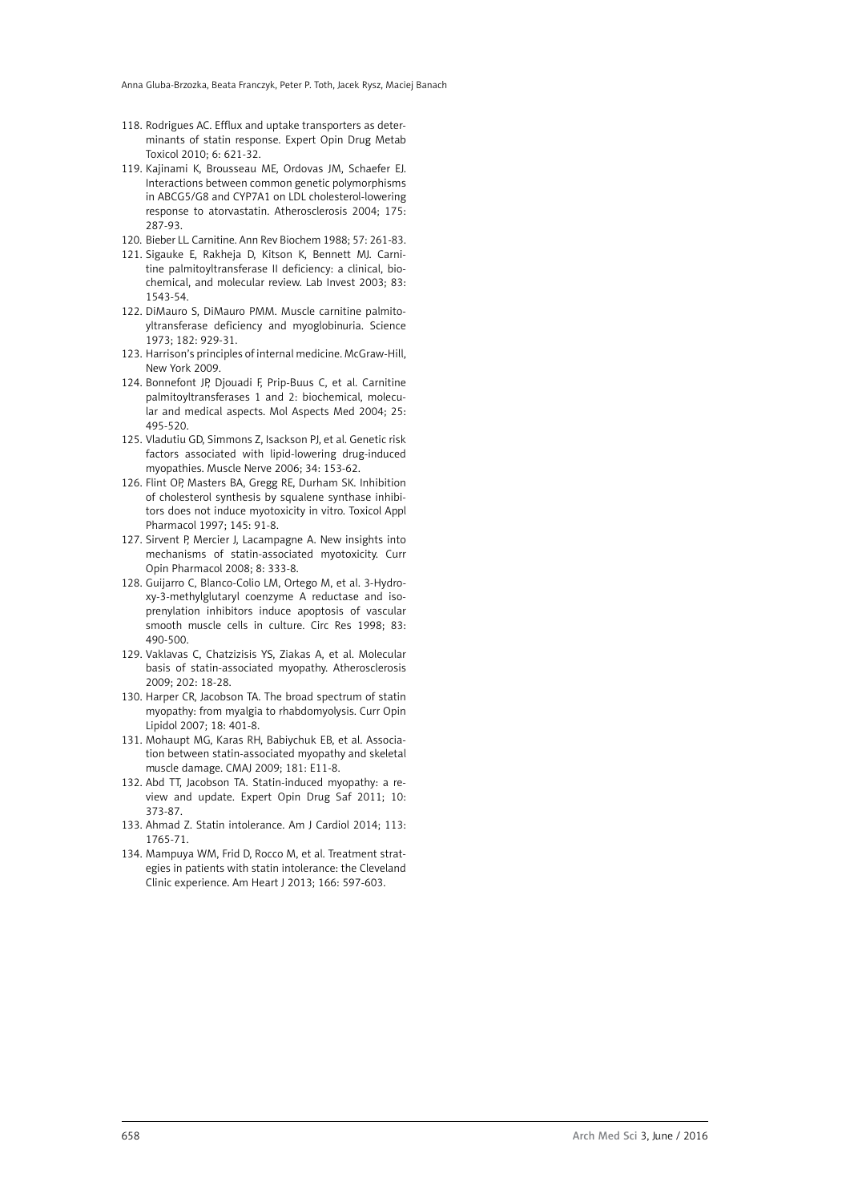118. Rodrigues AC. Efflux and uptake transporters as determinants of statin response. Expert Opin Drug Metab Toxicol 2010; 6: 621-32.
119. Kajinami K, Brousseau ME, Ordovas JM, Schaefer EJ. Interactions between common genetic polymorphisms in ABCG5/G8 and CYP7A1 on LDL cholesterol-lowering response to atorvastatin. Atherosclerosis 2004; 175: 287-93.
120. Bieber LL. Carnitine. Ann Rev Biochem 1988; 57: 261-83.
121. Sigauke E, Rakheja D, Kitson K, Bennett MJ. Carnitine palmitoyltransferase II deficiency: a clinical, biochemical, and molecular review. Lab Invest 2003; 83: 1543-54.
122. DiMauro S, DiMauro PMM. Muscle carnitine palmitoyltransferase deficiency and myoglobinuria. Science 1973; 182: 929-31.
123. Harrison's principles of internal medicine. McGraw-Hill, New York 2009.
124. Bonnefont JP, Djouadi F, Prip-Buus C, et al. Carnitine palmitoyltransferases 1 and 2: biochemical, molecular and medical aspects. Mol Aspects Med 2004; 25: 495-520.
125. Vladutiu GD, Simmons Z, Isackson PJ, et al. Genetic risk factors associated with lipid-lowering drug-induced myopathies. Muscle Nerve 2006; 34: 153-62.
126. Flint OP, Masters BA, Gregg RE, Durham SK. Inhibition of cholesterol synthesis by squalene synthase inhibitors does not induce myotoxicity in vitro. Toxicol Appl Pharmacol 1997; 145: 91-8.
127. Sirvent P, Mercier J, Lacampagne A. New insights into mechanisms of statin-associated myotoxicity. Curr Opin Pharmacol 2008; 8: 333-8.
128. Guijarro C, Blanco-Colio LM, Ortego M, et al. 3-Hydroxy-3-methylglutaryl coenzyme A reductase and isoprenylation inhibitors induce apoptosis of vascular smooth muscle cells in culture. Circ Res 1998; 83: 490-500.
129. Vaklavas C, Chatzizisis YS, Ziakas A, et al. Molecular basis of statin-associated myopathy. Atherosclerosis 2009; 202: 18-28.
130. Harper CR, Jacobson TA. The broad spectrum of statin myopathy: from myalgia to rhabdomyolysis. Curr Opin Lipidol 2007; 18: 401-8.
131. Mohaupt MG, Karas RH, Babiychuk EB, et al. Association between statin-associated myopathy and skeletal muscle damage. CMAJ 2009; 181: E11-8.
132. Abd TT, Jacobson TA. Statin-induced myopathy: a review and update. Expert Opin Drug Saf 2011; 10: 373-87.
133. Ahmad Z. Statin intolerance. Am J Cardiol 2014; 113: 1765-71.
134. Mampuya WM, Frid D, Rocco M, et al. Treatment strategies in patients with statin intolerance: the Cleveland Clinic experience. Am Heart J 2013; 166: 597-603.